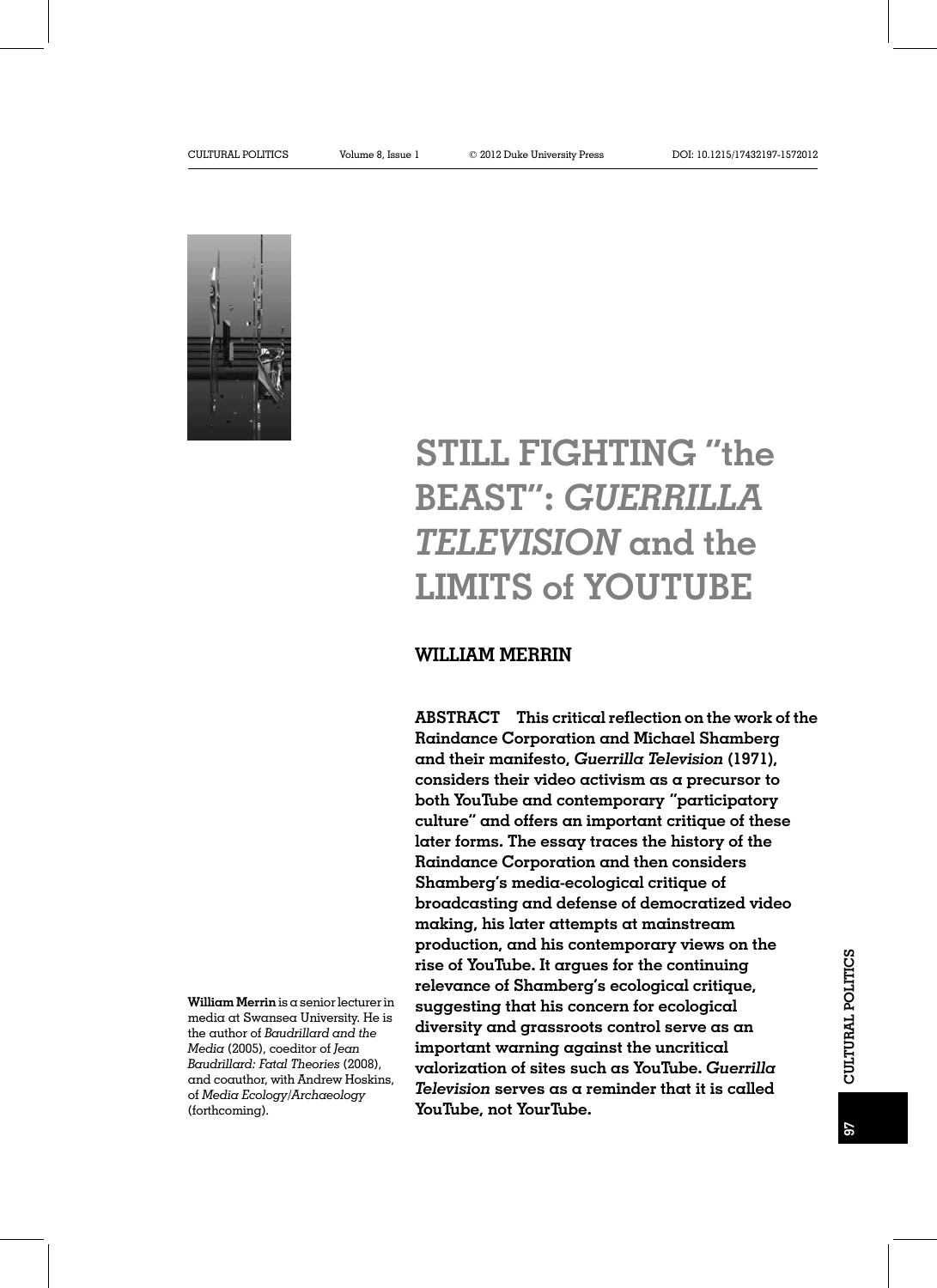# STILL FIGHTING "the BEAST": *GUERRILLA TELEVISION* and the LIMITS of YOUTUBE

## WILLIAM MERRIN

**ABSTRACT This critical reflection on the work of the Raindance Corporation and Michael Shamberg and their manifesto, *Guerrilla Television* (1971), considers their video activism as a precursor to both YouTube and contemporary "participatory culture" and offers an important critique of these later forms. The essay traces the history of the Raindance Corporation and then considers Shamberg's media-ecological critique of broadcasting and defense of democratized video making, his later attempts at mainstream production, and his contemporary views on the rise of YouTube. It argues for the continuing relevance of Shamberg's ecological critique, suggesting that his concern for ecological diversity and grassroots control serve as an important warning against the uncritical valorization of sites such as YouTube. *Guerrilla Television* serves as a reminder that it is called YouTube, not YourTube.**

**William Merrin** is a senior lecturer in media at Swansea University. He is the author of *Baudrillard and the Media* (2005), coeditor of *Jean Baudrillard: Fatal Theories* (2008), and coauthor, with Andrew Hoskins, of *Media Ecology/Archaeology* (forthcoming).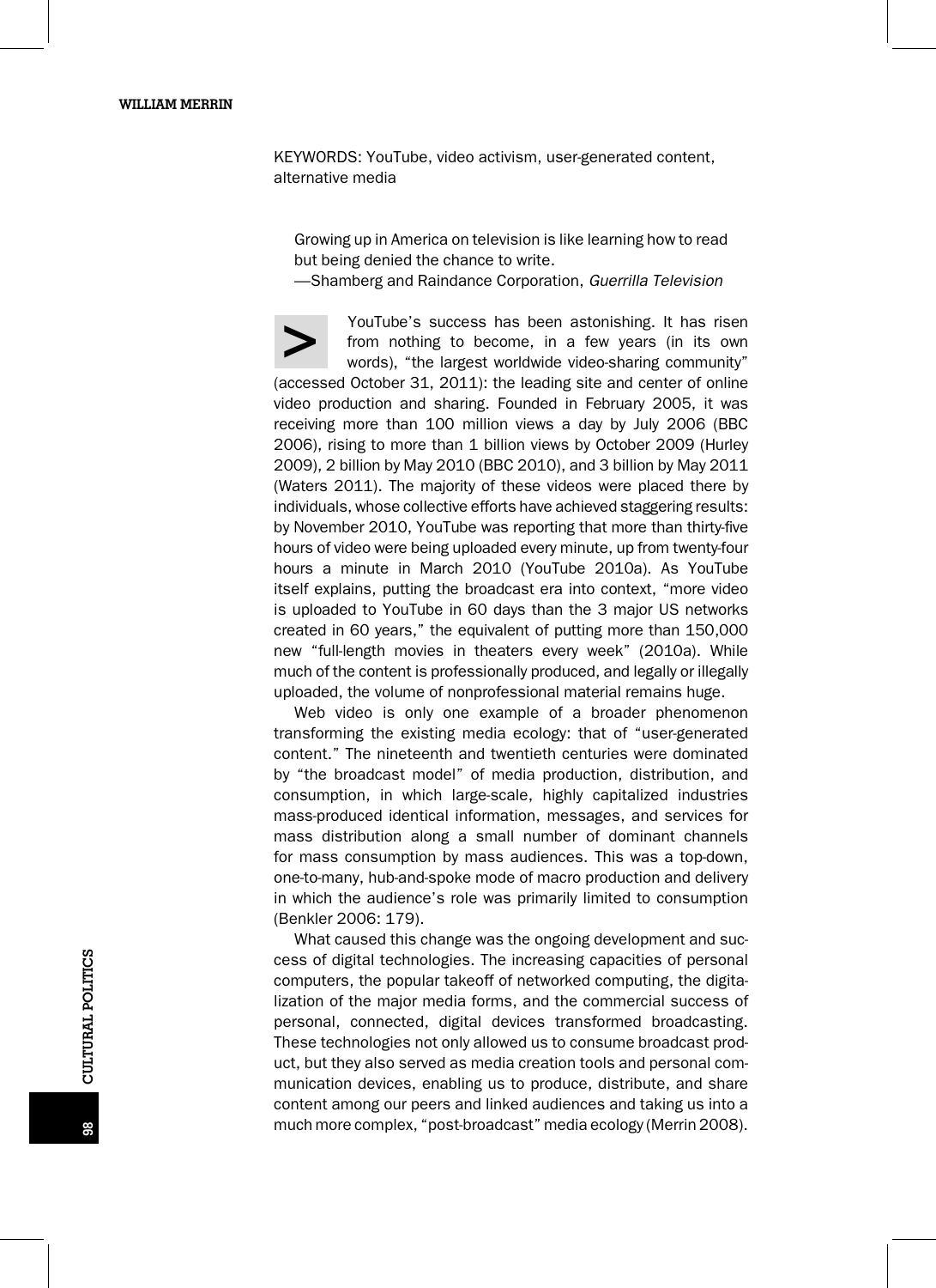KEYWORDS: YouTube, video activism, user-generated content, alternative media

> Growing up in America on television is like learning how to read but being denied the chance to write.
> —Shamberg and Raindance Corporation, *Guerrilla Television*

YouTube's success has been astonishing. It has risen from nothing to become, in a few years (in its own words), "the largest worldwide video-sharing community" (accessed October 31, 2011): the leading site and center of online video production and sharing. Founded in February 2005, it was receiving more than 100 million views a day by July 2006 (BBC 2006), rising to more than 1 billion views by October 2009 (Hurley 2009), 2 billion by May 2010 (BBC 2010), and 3 billion by May 2011 (Waters 2011). The majority of these videos were placed there by individuals, whose collective efforts have achieved staggering results: by November 2010, YouTube was reporting that more than thirty-five hours of video were being uploaded every minute, up from twenty-four hours a minute in March 2010 (YouTube 2010a). As YouTube itself explains, putting the broadcast era into context, "more video is uploaded to YouTube in 60 days than the 3 major US networks created in 60 years," the equivalent of putting more than 150,000 new "full-length movies in theaters every week" (2010a). While much of the content is professionally produced, and legally or illegally uploaded, the volume of nonprofessional material remains huge.

Web video is only one example of a broader phenomenon transforming the existing media ecology: that of "user-generated content." The nineteenth and twentieth centuries were dominated by "the broadcast model" of media production, distribution, and consumption, in which large-scale, highly capitalized industries mass-produced identical information, messages, and services for mass distribution along a small number of dominant channels for mass consumption by mass audiences. This was a top-down, one-to-many, hub-and-spoke mode of macro production and delivery in which the audience's role was primarily limited to consumption (Benkler 2006: 179).

What caused this change was the ongoing development and success of digital technologies. The increasing capacities of personal computers, the popular takeoff of networked computing, the digitalization of the major media forms, and the commercial success of personal, connected, digital devices transformed broadcasting. These technologies not only allowed us to consume broadcast product, but they also served as media creation tools and personal communication devices, enabling us to produce, distribute, and share content among our peers and linked audiences and taking us into a much more complex, "post-broadcast" media ecology (Merrin 2008).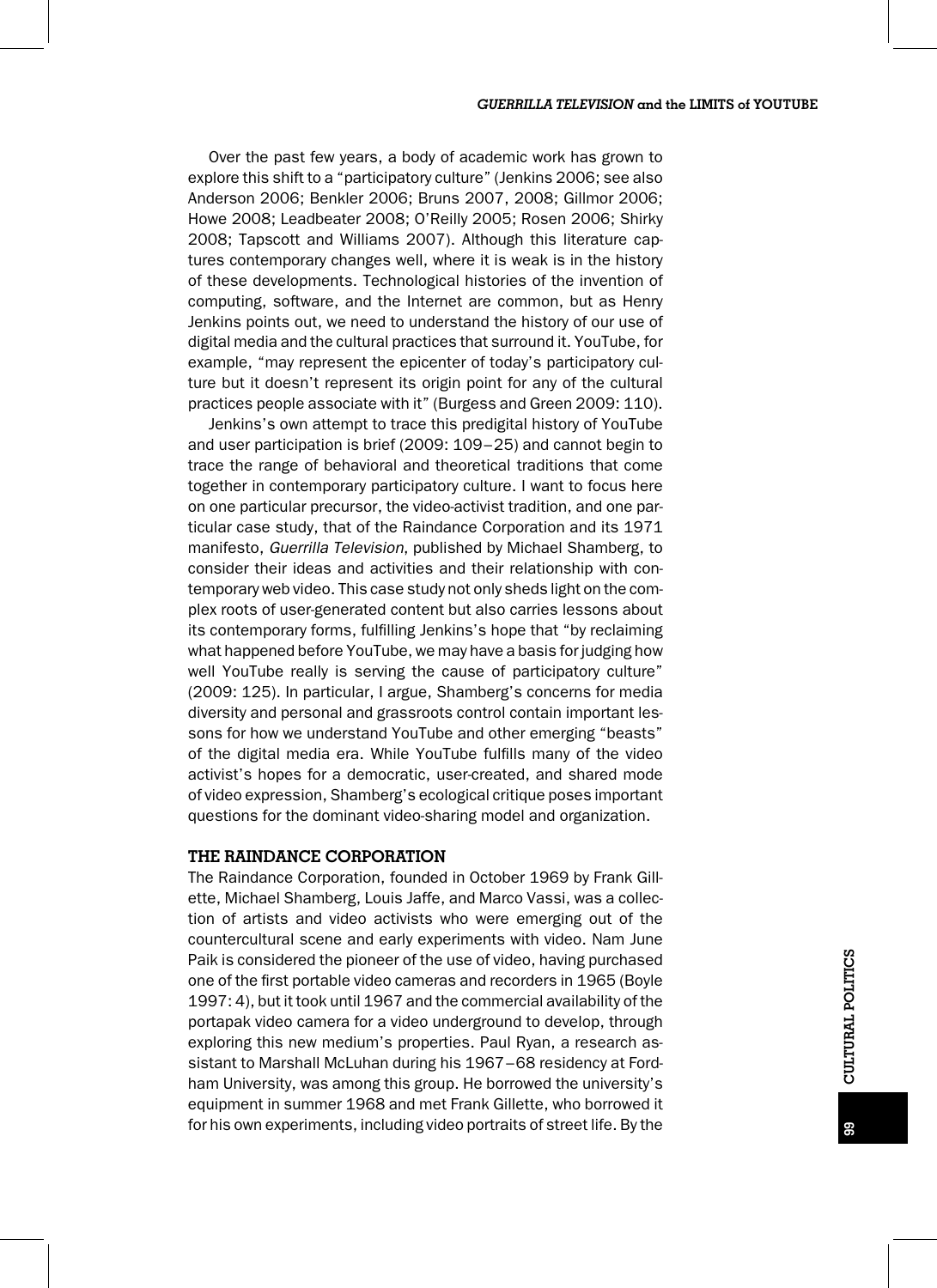Over the past few years, a body of academic work has grown to explore this shift to a "participatory culture" (Jenkins 2006; see also Anderson 2006; Benkler 2006; Bruns 2007, 2008; Gillmor 2006; Howe 2008; Leadbeater 2008; O'Reilly 2005; Rosen 2006; Shirky 2008; Tapscott and Williams 2007). Although this literature captures contemporary changes well, where it is weak is in the history of these developments. Technological histories of the invention of computing, software, and the Internet are common, but as Henry Jenkins points out, we need to understand the history of our use of digital media and the cultural practices that surround it. YouTube, for example, "may represent the epicenter of today's participatory culture but it doesn't represent its origin point for any of the cultural practices people associate with it" (Burgess and Green 2009: 110).

Jenkins's own attempt to trace this predigital history of YouTube and user participation is brief (2009: 109–25) and cannot begin to trace the range of behavioral and theoretical traditions that come together in contemporary participatory culture. I want to focus here on one particular precursor, the video-activist tradition, and one particular case study, that of the Raindance Corporation and its 1971 manifesto, *Guerrilla Television*, published by Michael Shamberg, to consider their ideas and activities and their relationship with contemporary web video. This case study not only sheds light on the complex roots of user-generated content but also carries lessons about its contemporary forms, fulfilling Jenkins's hope that "by reclaiming what happened before YouTube, we may have a basis for judging how well YouTube really is serving the cause of participatory culture" (2009: 125). In particular, I argue, Shamberg's concerns for media diversity and personal and grassroots control contain important lessons for how we understand YouTube and other emerging "beasts" of the digital media era. While YouTube fulfills many of the video activist's hopes for a democratic, user-created, and shared mode of video expression, Shamberg's ecological critique poses important questions for the dominant video-sharing model and organization.

## THE RAINDANCE CORPORATION

The Raindance Corporation, founded in October 1969 by Frank Gillette, Michael Shamberg, Louis Jaffe, and Marco Vassi, was a collection of artists and video activists who were emerging out of the countercultural scene and early experiments with video. Nam June Paik is considered the pioneer of the use of video, having purchased one of the first portable video cameras and recorders in 1965 (Boyle 1997: 4), but it took until 1967 and the commercial availability of the portapak video camera for a video underground to develop, through exploring this new medium's properties. Paul Ryan, a research assistant to Marshall McLuhan during his 1967–68 residency at Fordham University, was among this group. He borrowed the university's equipment in summer 1968 and met Frank Gillette, who borrowed it for his own experiments, including video portraits of street life. By the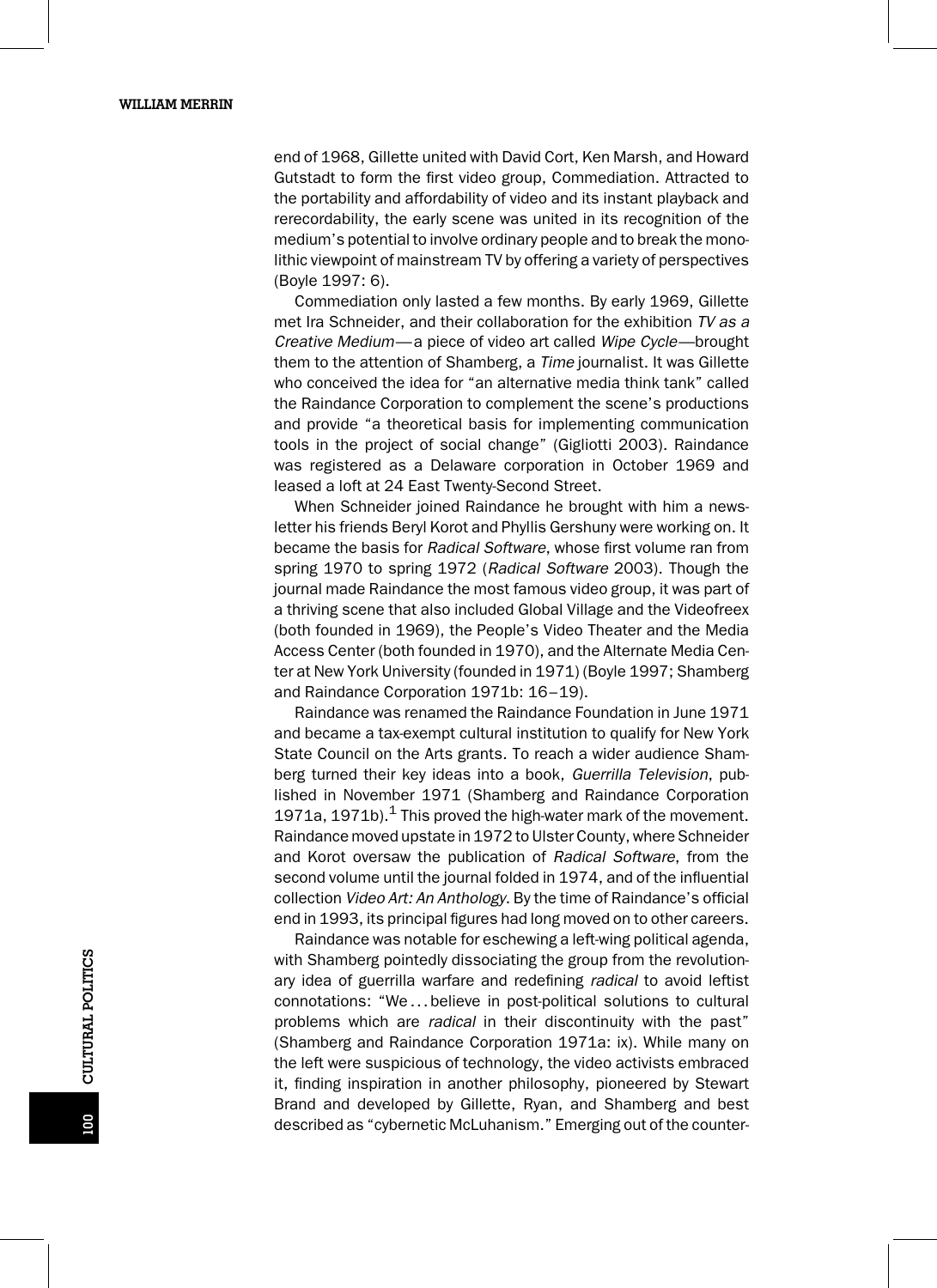end of 1968, Gillette united with David Cort, Ken Marsh, and Howard Gutstadt to form the first video group, Commediation. Attracted to the portability and affordability of video and its instant playback and rerecordability, the early scene was united in its recognition of the medium's potential to involve ordinary people and to break the monolithic viewpoint of mainstream TV by offering a variety of perspectives (Boyle 1997: 6).

Commediation only lasted a few months. By early 1969, Gillette met Ira Schneider, and their collaboration for the exhibition *TV as a Creative Medium*—a piece of video art called *Wipe Cycle*—brought them to the attention of Shamberg, a *Time* journalist. It was Gillette who conceived the idea for "an alternative media think tank" called the Raindance Corporation to complement the scene's productions and provide "a theoretical basis for implementing communication tools in the project of social change" (Gigliotti 2003). Raindance was registered as a Delaware corporation in October 1969 and leased a loft at 24 East Twenty-Second Street.

When Schneider joined Raindance he brought with him a newsletter his friends Beryl Korot and Phyllis Gershuny were working on. It became the basis for *Radical Software*, whose first volume ran from spring 1970 to spring 1972 (*Radical Software* 2003). Though the journal made Raindance the most famous video group, it was part of a thriving scene that also included Global Village and the Videofreex (both founded in 1969), the People's Video Theater and the Media Access Center (both founded in 1970), and the Alternate Media Center at New York University (founded in 1971) (Boyle 1997; Shamberg and Raindance Corporation 1971b: 16–19).

Raindance was renamed the Raindance Foundation in June 1971 and became a tax-exempt cultural institution to qualify for New York State Council on the Arts grants. To reach a wider audience Shamberg turned their key ideas into a book, *Guerrilla Television*, published in November 1971 (Shamberg and Raindance Corporation 1971a, 1971b).[1] This proved the high-water mark of the movement. Raindance moved upstate in 1972 to Ulster County, where Schneider and Korot oversaw the publication of *Radical Software*, from the second volume until the journal folded in 1974, and of the influential collection *Video Art: An Anthology*. By the time of Raindance's official end in 1993, its principal figures had long moved on to other careers.

Raindance was notable for eschewing a left-wing political agenda, with Shamberg pointedly dissociating the group from the revolutionary idea of guerrilla warfare and redefining *radical* to avoid leftist connotations: "We . . . believe in post-political solutions to cultural problems which are *radical* in their discontinuity with the past" (Shamberg and Raindance Corporation 1971a: ix). While many on the left were suspicious of technology, the video activists embraced it, finding inspiration in another philosophy, pioneered by Stewart Brand and developed by Gillette, Ryan, and Shamberg and best described as "cybernetic McLuhanism." Emerging out of the counter-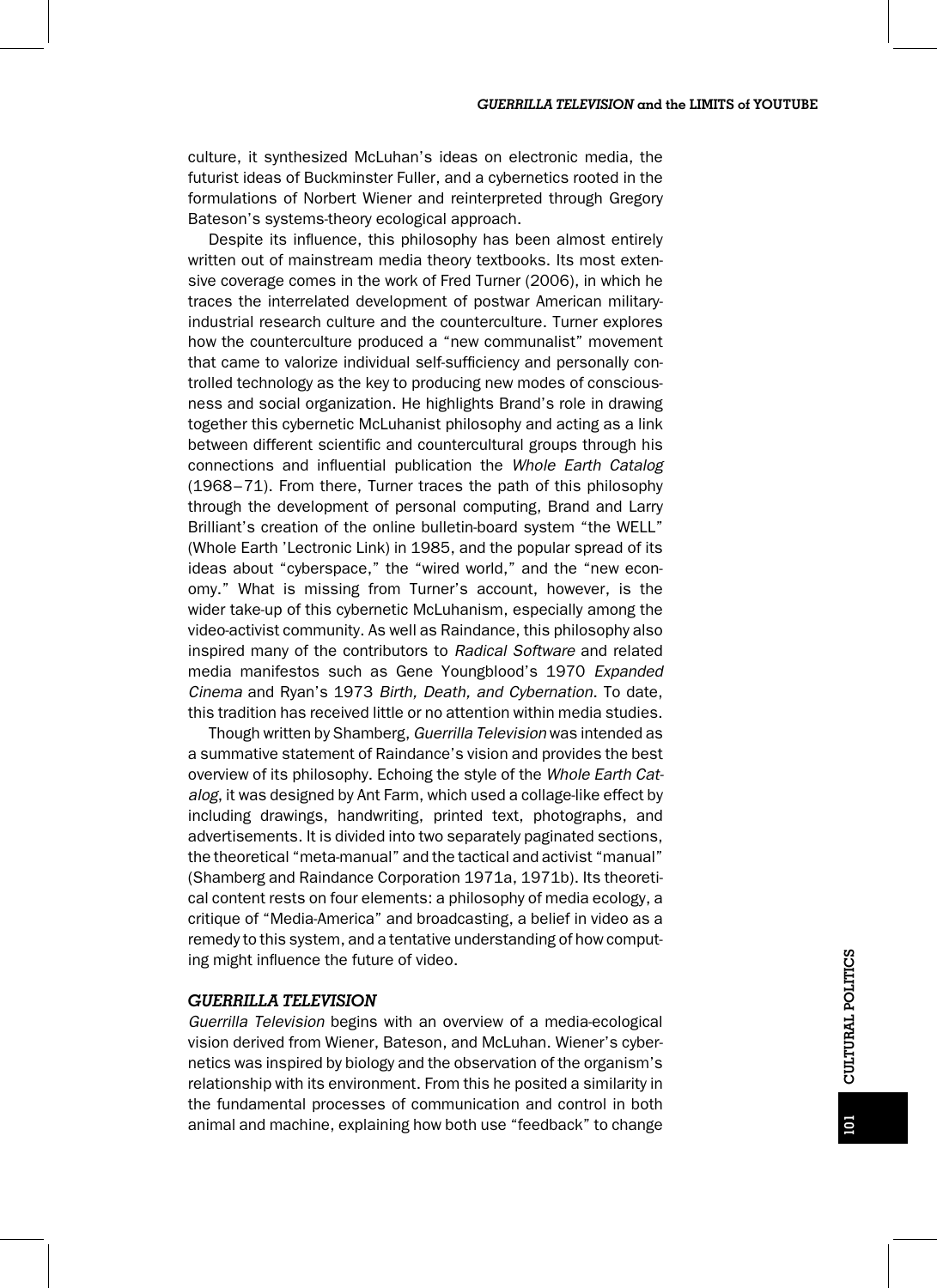culture, it synthesized McLuhan's ideas on electronic media, the futurist ideas of Buckminster Fuller, and a cybernetics rooted in the formulations of Norbert Wiener and reinterpreted through Gregory Bateson's systems-theory ecological approach.

Despite its influence, this philosophy has been almost entirely written out of mainstream media theory textbooks. Its most extensive coverage comes in the work of Fred Turner (2006), in which he traces the interrelated development of postwar American military-industrial research culture and the counterculture. Turner explores how the counterculture produced a "new communalist" movement that came to valorize individual self-sufficiency and personally controlled technology as the key to producing new modes of consciousness and social organization. He highlights Brand's role in drawing together this cybernetic McLuhanist philosophy and acting as a link between different scientific and countercultural groups through his connections and influential publication the *Whole Earth Catalog* (1968–71). From there, Turner traces the path of this philosophy through the development of personal computing, Brand and Larry Brilliant's creation of the online bulletin-board system "the WELL" (Whole Earth 'Lectronic Link) in 1985, and the popular spread of its ideas about "cyberspace," the "wired world," and the "new economy." What is missing from Turner's account, however, is the wider take-up of this cybernetic McLuhanism, especially among the video-activist community. As well as Raindance, this philosophy also inspired many of the contributors to *Radical Software* and related media manifestos such as Gene Youngblood's 1970 *Expanded Cinema* and Ryan's 1973 *Birth, Death, and Cybernation*. To date, this tradition has received little or no attention within media studies.

Though written by Shamberg, *Guerrilla Television* was intended as a summative statement of Raindance's vision and provides the best overview of its philosophy. Echoing the style of the *Whole Earth Catalog*, it was designed by Ant Farm, which used a collage-like effect by including drawings, handwriting, printed text, photographs, and advertisements. It is divided into two separately paginated sections, the theoretical "meta-manual" and the tactical and activist "manual" (Shamberg and Raindance Corporation 1971a, 1971b). Its theoretical content rests on four elements: a philosophy of media ecology, a critique of "Media-America" and broadcasting, a belief in video as a remedy to this system, and a tentative understanding of how computing might influence the future of video.

### *GUERRILLA TELEVISION*

*Guerrilla Television* begins with an overview of a media-ecological vision derived from Wiener, Bateson, and McLuhan. Wiener's cybernetics was inspired by biology and the observation of the organism's relationship with its environment. From this he posited a similarity in the fundamental processes of communication and control in both animal and machine, explaining how both use "feedback" to change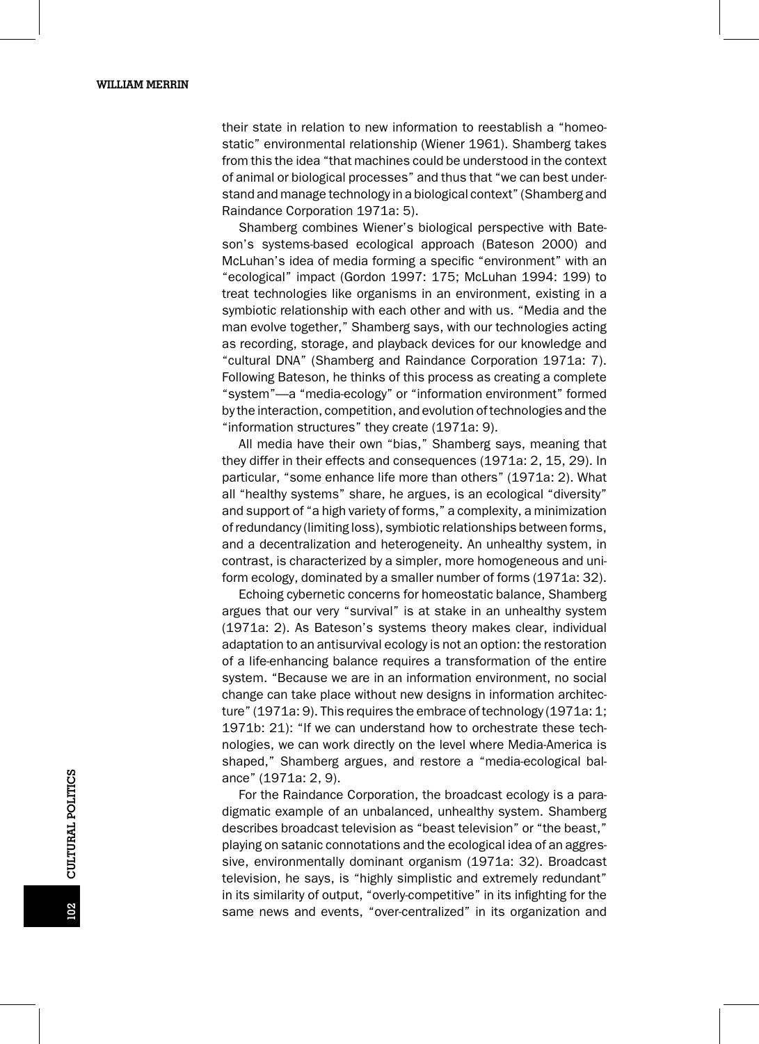their state in relation to new information to reestablish a "homeostatic" environmental relationship (Wiener 1961). Shamberg takes from this the idea "that machines could be understood in the context of animal or biological processes" and thus that "we can best understand and manage technology in a biological context" (Shamberg and Raindance Corporation 1971a: 5).

Shamberg combines Wiener's biological perspective with Bateson's systems-based ecological approach (Bateson 2000) and McLuhan's idea of media forming a specific "environment" with an "ecological" impact (Gordon 1997: 175; McLuhan 1994: 199) to treat technologies like organisms in an environment, existing in a symbiotic relationship with each other and with us. "Media and the man evolve together," Shamberg says, with our technologies acting as recording, storage, and playback devices for our knowledge and "cultural DNA" (Shamberg and Raindance Corporation 1971a: 7). Following Bateson, he thinks of this process as creating a complete "system"—a "media-ecology" or "information environment" formed by the interaction, competition, and evolution of technologies and the "information structures" they create (1971a: 9).

All media have their own "bias," Shamberg says, meaning that they differ in their effects and consequences (1971a: 2, 15, 29). In particular, "some enhance life more than others" (1971a: 2). What all "healthy systems" share, he argues, is an ecological "diversity" and support of "a high variety of forms," a complexity, a minimization of redundancy (limiting loss), symbiotic relationships between forms, and a decentralization and heterogeneity. An unhealthy system, in contrast, is characterized by a simpler, more homogeneous and uniform ecology, dominated by a smaller number of forms (1971a: 32).

Echoing cybernetic concerns for homeostatic balance, Shamberg argues that our very "survival" is at stake in an unhealthy system (1971a: 2). As Bateson's systems theory makes clear, individual adaptation to an antisurvival ecology is not an option: the restoration of a life-enhancing balance requires a transformation of the entire system. "Because we are in an information environment, no social change can take place without new designs in information architecture" (1971a: 9). This requires the embrace of technology (1971a: 1; 1971b: 21): "If we can understand how to orchestrate these technologies, we can work directly on the level where Media-America is shaped," Shamberg argues, and restore a "media-ecological balance" (1971a: 2, 9).

For the Raindance Corporation, the broadcast ecology is a paradigmatic example of an unbalanced, unhealthy system. Shamberg describes broadcast television as "beast television" or "the beast," playing on satanic connotations and the ecological idea of an aggressive, environmentally dominant organism (1971a: 32). Broadcast television, he says, is "highly simplistic and extremely redundant" in its similarity of output, "overly-competitive" in its infighting for the same news and events, "over-centralized" in its organization and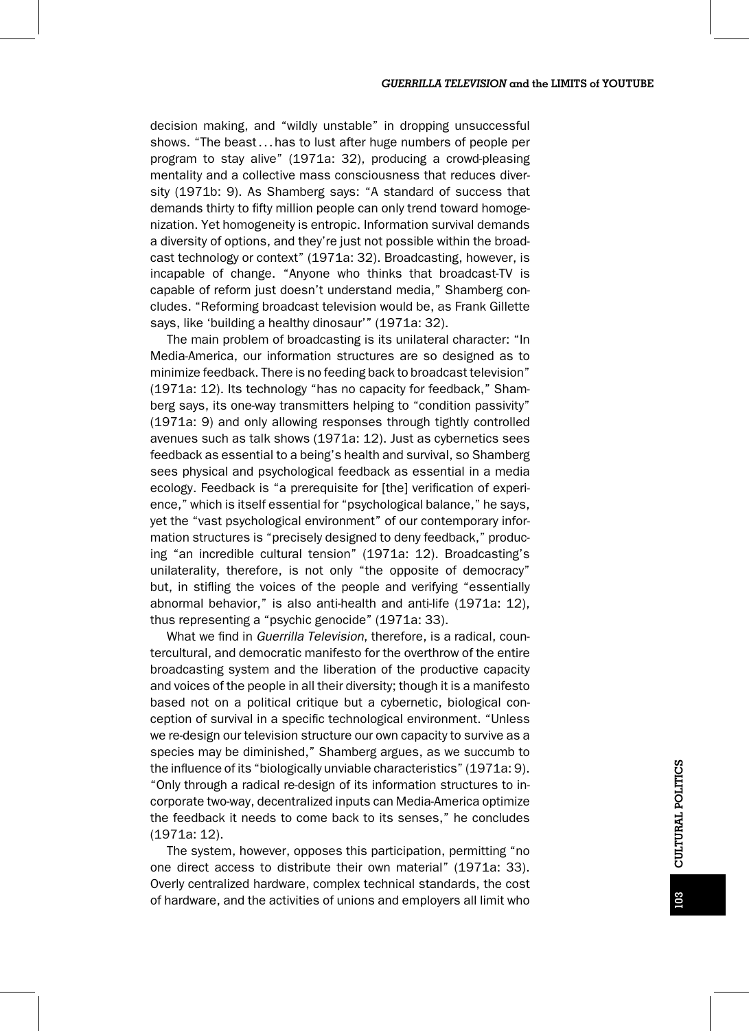decision making, and "wildly unstable" in dropping unsuccessful shows. "The beast . . . has to lust after huge numbers of people per program to stay alive" (1971a: 32), producing a crowd-pleasing mentality and a collective mass consciousness that reduces diversity (1971b: 9). As Shamberg says: "A standard of success that demands thirty to fifty million people can only trend toward homogenization. Yet homogeneity is entropic. Information survival demands a diversity of options, and they're just not possible within the broadcast technology or context" (1971a: 32). Broadcasting, however, is incapable of change. "Anyone who thinks that broadcast-TV is capable of reform just doesn't understand media," Shamberg concludes. "Reforming broadcast television would be, as Frank Gillette says, like 'building a healthy dinosaur'" (1971a: 32).

The main problem of broadcasting is its unilateral character: "In Media-America, our information structures are so designed as to minimize feedback. There is no feeding back to broadcast television" (1971a: 12). Its technology "has no capacity for feedback," Shamberg says, its one-way transmitters helping to "condition passivity" (1971a: 9) and only allowing responses through tightly controlled avenues such as talk shows (1971a: 12). Just as cybernetics sees feedback as essential to a being's health and survival, so Shamberg sees physical and psychological feedback as essential in a media ecology. Feedback is "a prerequisite for [the] verification of experience," which is itself essential for "psychological balance," he says, yet the "vast psychological environment" of our contemporary information structures is "precisely designed to deny feedback," producing "an incredible cultural tension" (1971a: 12). Broadcasting's unilaterality, therefore, is not only "the opposite of democracy" but, in stifling the voices of the people and verifying "essentially abnormal behavior," is also anti-health and anti-life (1971a: 12), thus representing a "psychic genocide" (1971a: 33).

What we find in *Guerrilla Television*, therefore, is a radical, countercultural, and democratic manifesto for the overthrow of the entire broadcasting system and the liberation of the productive capacity and voices of the people in all their diversity; though it is a manifesto based not on a political critique but a cybernetic, biological conception of survival in a specific technological environment. "Unless we re-design our television structure our own capacity to survive as a species may be diminished," Shamberg argues, as we succumb to the influence of its "biologically unviable characteristics" (1971a: 9). "Only through a radical re-design of its information structures to incorporate two-way, decentralized inputs can Media-America optimize the feedback it needs to come back to its senses," he concludes (1971a: 12).

The system, however, opposes this participation, permitting "no one direct access to distribute their own material" (1971a: 33). Overly centralized hardware, complex technical standards, the cost of hardware, and the activities of unions and employers all limit who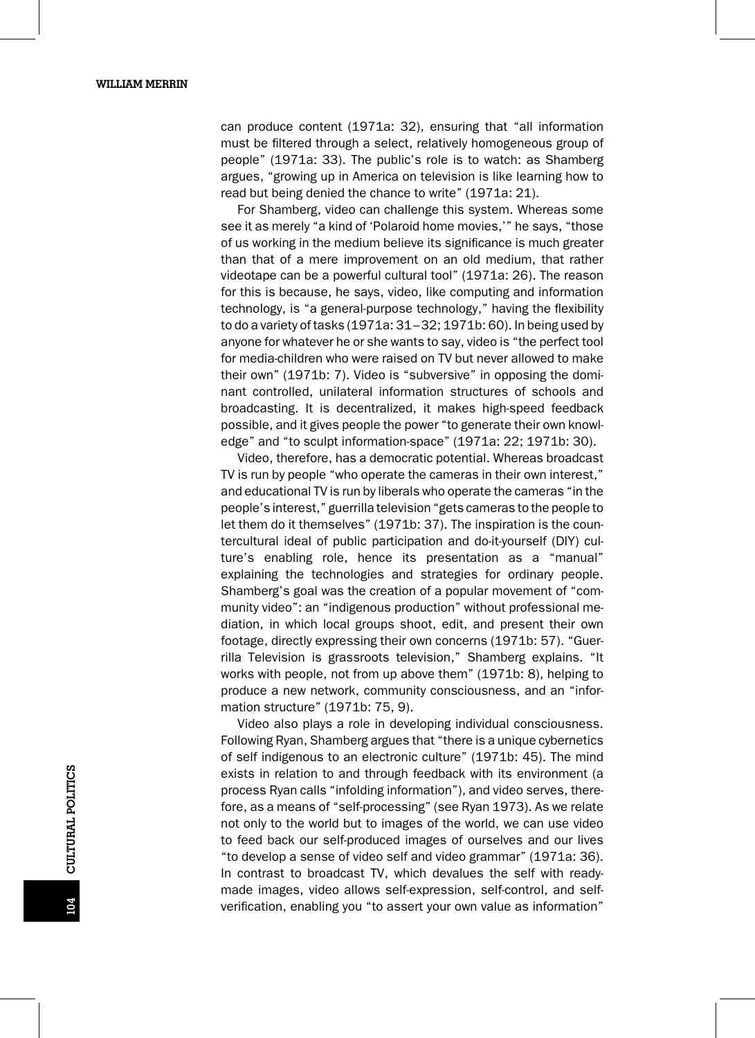can produce content (1971a: 32), ensuring that "all information must be filtered through a select, relatively homogeneous group of people" (1971a: 33). The public's role is to watch: as Shamberg argues, "growing up in America on television is like learning how to read but being denied the chance to write" (1971a: 21).

For Shamberg, video can challenge this system. Whereas some see it as merely "a kind of 'Polaroid home movies,'" he says, "those of us working in the medium believe its significance is much greater than that of a mere improvement on an old medium, that rather videotape can be a powerful cultural tool" (1971a: 26). The reason for this is because, he says, video, like computing and information technology, is "a general-purpose technology," having the flexibility to do a variety of tasks (1971a: 31–32; 1971b: 60). In being used by anyone for whatever he or she wants to say, video is "the perfect tool for media-children who were raised on TV but never allowed to make their own" (1971b: 7). Video is "subversive" in opposing the dominant controlled, unilateral information structures of schools and broadcasting. It is decentralized, it makes high-speed feedback possible, and it gives people the power "to generate their own knowledge" and "to sculpt information-space" (1971a: 22; 1971b: 30).

Video, therefore, has a democratic potential. Whereas broadcast TV is run by people "who operate the cameras in their own interest," and educational TV is run by liberals who operate the cameras "in the people's interest," guerrilla television "gets cameras to the people to let them do it themselves" (1971b: 37). The inspiration is the countercultural ideal of public participation and do-it-yourself (DIY) culture's enabling role, hence its presentation as a "manual" explaining the technologies and strategies for ordinary people. Shamberg's goal was the creation of a popular movement of "community video": an "indigenous production" without professional mediation, in which local groups shoot, edit, and present their own footage, directly expressing their own concerns (1971b: 57). "Guerrilla Television is grassroots television," Shamberg explains. "It works with people, not from up above them" (1971b: 8), helping to produce a new network, community consciousness, and an "information structure" (1971b: 75, 9).

Video also plays a role in developing individual consciousness. Following Ryan, Shamberg argues that "there is a unique cybernetics of self indigenous to an electronic culture" (1971b: 45). The mind exists in relation to and through feedback with its environment (a process Ryan calls "infolding information"), and video serves, therefore, as a means of "self-processing" (see Ryan 1973). As we relate not only to the world but to images of the world, we can use video to feed back our self-produced images of ourselves and our lives "to develop a sense of video self and video grammar" (1971a: 36). In contrast to broadcast TV, which devalues the self with ready-made images, video allows self-expression, self-control, and self-verification, enabling you "to assert your own value as information"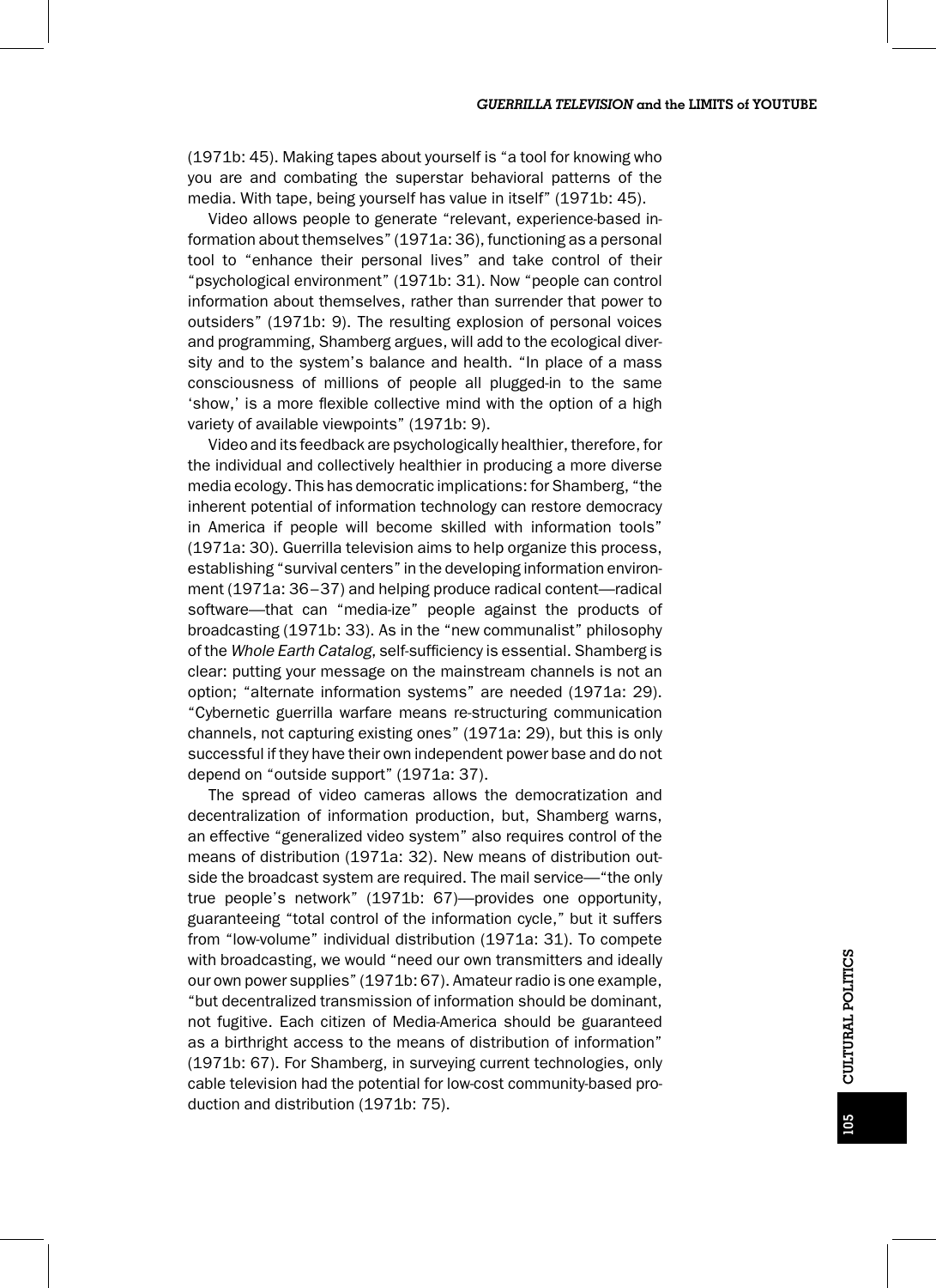(1971b: 45). Making tapes about yourself is "a tool for knowing who you are and combating the superstar behavioral patterns of the media. With tape, being yourself has value in itself" (1971b: 45).

Video allows people to generate "relevant, experience-based information about themselves" (1971a: 36), functioning as a personal tool to "enhance their personal lives" and take control of their "psychological environment" (1971b: 31). Now "people can control information about themselves, rather than surrender that power to outsiders" (1971b: 9). The resulting explosion of personal voices and programming, Shamberg argues, will add to the ecological diversity and to the system's balance and health. "In place of a mass consciousness of millions of people all plugged-in to the same 'show,' is a more flexible collective mind with the option of a high variety of available viewpoints" (1971b: 9).

Video and its feedback are psychologically healthier, therefore, for the individual and collectively healthier in producing a more diverse media ecology. This has democratic implications: for Shamberg, "the inherent potential of information technology can restore democracy in America if people will become skilled with information tools" (1971a: 30). Guerrilla television aims to help organize this process, establishing "survival centers" in the developing information environment (1971a: 36–37) and helping produce radical content—radical software—that can "media-ize" people against the products of broadcasting (1971b: 33). As in the "new communalist" philosophy of the *Whole Earth Catalog*, self-sufficiency is essential. Shamberg is clear: putting your message on the mainstream channels is not an option; "alternate information systems" are needed (1971a: 29). "Cybernetic guerrilla warfare means re-structuring communication channels, not capturing existing ones" (1971a: 29), but this is only successful if they have their own independent power base and do not depend on "outside support" (1971a: 37).

The spread of video cameras allows the democratization and decentralization of information production, but, Shamberg warns, an effective "generalized video system" also requires control of the means of distribution (1971a: 32). New means of distribution outside the broadcast system are required. The mail service—"the only true people's network" (1971b: 67)—provides one opportunity, guaranteeing "total control of the information cycle," but it suffers from "low-volume" individual distribution (1971a: 31). To compete with broadcasting, we would "need our own transmitters and ideally our own power supplies" (1971b: 67). Amateur radio is one example, "but decentralized transmission of information should be dominant, not fugitive. Each citizen of Media-America should be guaranteed as a birthright access to the means of distribution of information" (1971b: 67). For Shamberg, in surveying current technologies, only cable television had the potential for low-cost community-based production and distribution (1971b: 75).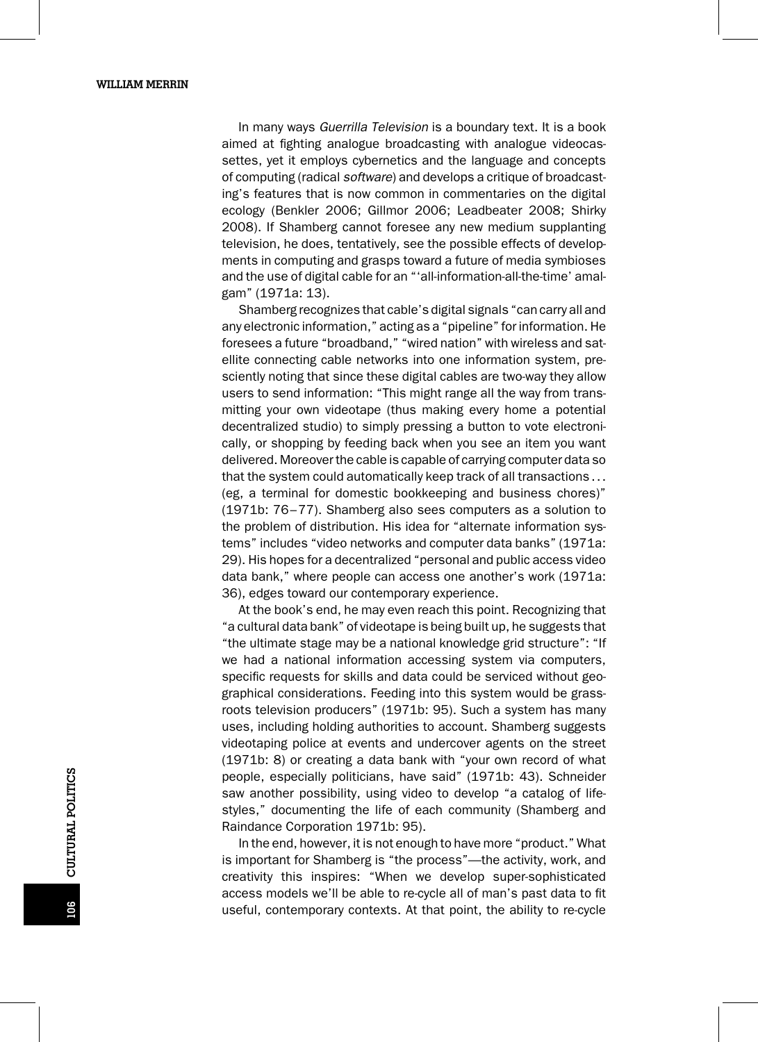In many ways *Guerrilla Television* is a boundary text. It is a book aimed at fighting analogue broadcasting with analogue videocassettes, yet it employs cybernetics and the language and concepts of computing (radical *software*) and develops a critique of broadcasting's features that is now common in commentaries on the digital ecology (Benkler 2006; Gillmor 2006; Leadbeater 2008; Shirky 2008). If Shamberg cannot foresee any new medium supplanting television, he does, tentatively, see the possible effects of developments in computing and grasps toward a future of media symbioses and the use of digital cable for an "'all-information-all-the-time' amalgam" (1971a: 13).

Shamberg recognizes that cable's digital signals "can carry all and any electronic information," acting as a "pipeline" for information. He foresees a future "broadband," "wired nation" with wireless and satellite connecting cable networks into one information system, presciently noting that since these digital cables are two-way they allow users to send information: "This might range all the way from transmitting your own videotape (thus making every home a potential decentralized studio) to simply pressing a button to vote electronically, or shopping by feeding back when you see an item you want delivered. Moreover the cable is capable of carrying computer data so that the system could automatically keep track of all transactions . . . (eg, a terminal for domestic bookkeeping and business chores)" (1971b: 76–77). Shamberg also sees computers as a solution to the problem of distribution. His idea for "alternate information systems" includes "video networks and computer data banks" (1971a: 29). His hopes for a decentralized "personal and public access video data bank," where people can access one another's work (1971a: 36), edges toward our contemporary experience.

At the book's end, he may even reach this point. Recognizing that "a cultural data bank" of videotape is being built up, he suggests that "the ultimate stage may be a national knowledge grid structure": "If we had a national information accessing system via computers, specific requests for skills and data could be serviced without geographical considerations. Feeding into this system would be grassroots television producers" (1971b: 95). Such a system has many uses, including holding authorities to account. Shamberg suggests videotaping police at events and undercover agents on the street (1971b: 8) or creating a data bank with "your own record of what people, especially politicians, have said" (1971b: 43). Schneider saw another possibility, using video to develop "a catalog of lifestyles," documenting the life of each community (Shamberg and Raindance Corporation 1971b: 95).

In the end, however, it is not enough to have more "product." What is important for Shamberg is "the process"—the activity, work, and creativity this inspires: "When we develop super-sophisticated access models we'll be able to re-cycle all of man's past data to fit useful, contemporary contexts. At that point, the ability to re-cycle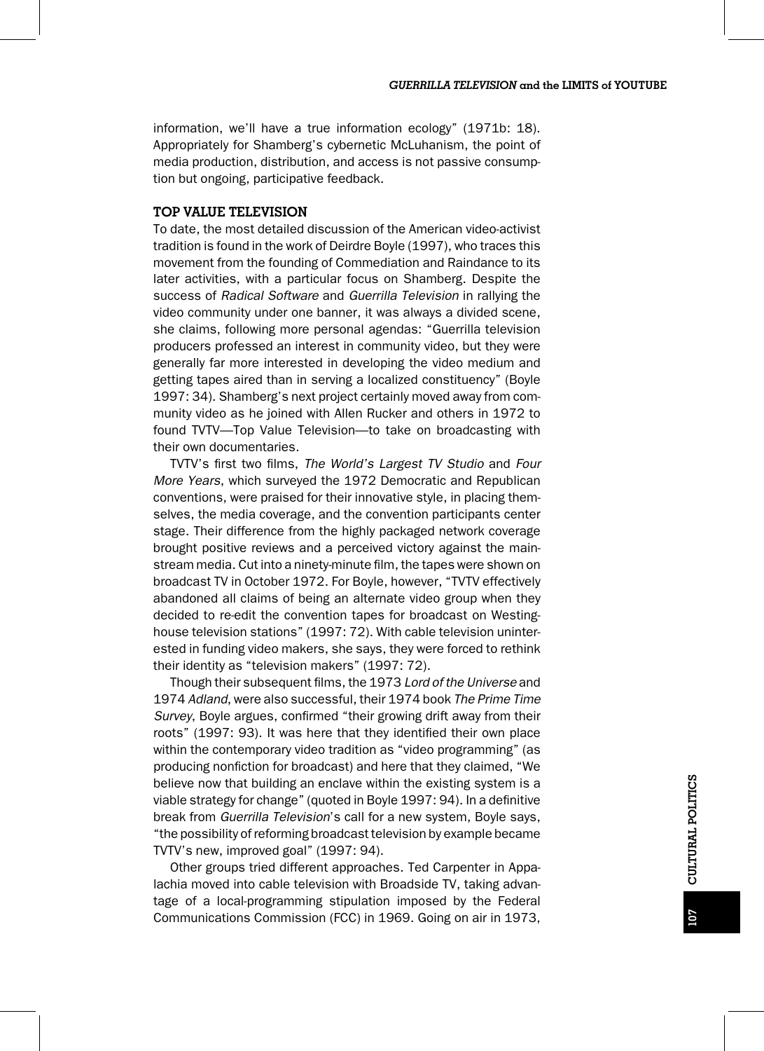information, we'll have a true information ecology" (1971b: 18). Appropriately for Shamberg's cybernetic McLuhanism, the point of media production, distribution, and access is not passive consumption but ongoing, participative feedback.

## TOP VALUE TELEVISION

To date, the most detailed discussion of the American video-activist tradition is found in the work of Deirdre Boyle (1997), who traces this movement from the founding of Commediation and Raindance to its later activities, with a particular focus on Shamberg. Despite the success of *Radical Software* and *Guerrilla Television* in rallying the video community under one banner, it was always a divided scene, she claims, following more personal agendas: "Guerrilla television producers professed an interest in community video, but they were generally far more interested in developing the video medium and getting tapes aired than in serving a localized constituency" (Boyle 1997: 34). Shamberg's next project certainly moved away from community video as he joined with Allen Rucker and others in 1972 to found TVTV—Top Value Television—to take on broadcasting with their own documentaries.

TVTV's first two films, *The World's Largest TV Studio* and *Four More Years*, which surveyed the 1972 Democratic and Republican conventions, were praised for their innovative style, in placing themselves, the media coverage, and the convention participants center stage. Their difference from the highly packaged network coverage brought positive reviews and a perceived victory against the mainstream media. Cut into a ninety-minute film, the tapes were shown on broadcast TV in October 1972. For Boyle, however, "TVTV effectively abandoned all claims of being an alternate video group when they decided to re-edit the convention tapes for broadcast on Westinghouse television stations" (1997: 72). With cable television uninterested in funding video makers, she says, they were forced to rethink their identity as "television makers" (1997: 72).

Though their subsequent films, the 1973 *Lord of the Universe* and 1974 *Adland*, were also successful, their 1974 book *The Prime Time Survey*, Boyle argues, confirmed "their growing drift away from their roots" (1997: 93). It was here that they identified their own place within the contemporary video tradition as "video programming" (as producing nonfiction for broadcast) and here that they claimed, "We believe now that building an enclave within the existing system is a viable strategy for change" (quoted in Boyle 1997: 94). In a definitive break from *Guerrilla Television*'s call for a new system, Boyle says, "the possibility of reforming broadcast television by example became TVTV's new, improved goal" (1997: 94).

Other groups tried different approaches. Ted Carpenter in Appalachia moved into cable television with Broadside TV, taking advantage of a local-programming stipulation imposed by the Federal Communications Commission (FCC) in 1969. Going on air in 1973,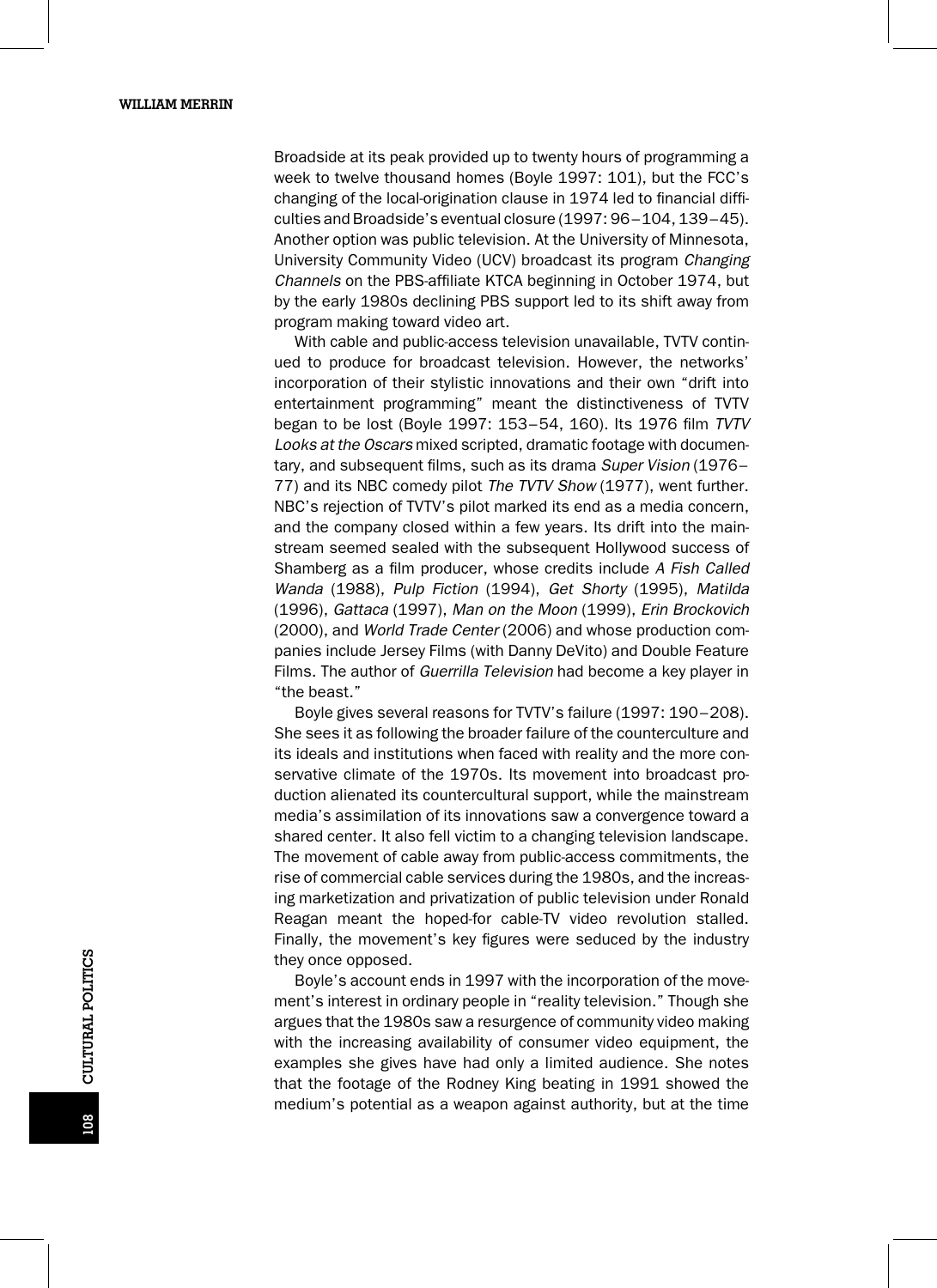Broadside at its peak provided up to twenty hours of programming a week to twelve thousand homes (Boyle 1997: 101), but the FCC's changing of the local-origination clause in 1974 led to financial difficulties and Broadside's eventual closure (1997: 96–104, 139–45). Another option was public television. At the University of Minnesota, University Community Video (UCV) broadcast its program *Changing Channels* on the PBS-affiliate KTCA beginning in October 1974, but by the early 1980s declining PBS support led to its shift away from program making toward video art.

With cable and public-access television unavailable, TVTV continued to produce for broadcast television. However, the networks' incorporation of their stylistic innovations and their own "drift into entertainment programming" meant the distinctiveness of TVTV began to be lost (Boyle 1997: 153–54, 160). Its 1976 film *TVTV Looks at the Oscars* mixed scripted, dramatic footage with documentary, and subsequent films, such as its drama *Super Vision* (1976–77) and its NBC comedy pilot *The TVTV Show* (1977), went further. NBC's rejection of TVTV's pilot marked its end as a media concern, and the company closed within a few years. Its drift into the mainstream seemed sealed with the subsequent Hollywood success of Shamberg as a film producer, whose credits include *A Fish Called Wanda* (1988), *Pulp Fiction* (1994), *Get Shorty* (1995), *Matilda* (1996), *Gattaca* (1997), *Man on the Moon* (1999), *Erin Brockovich* (2000), and *World Trade Center* (2006) and whose production companies include Jersey Films (with Danny DeVito) and Double Feature Films. The author of *Guerrilla Television* had become a key player in "the beast."

Boyle gives several reasons for TVTV's failure (1997: 190–208). She sees it as following the broader failure of the counterculture and its ideals and institutions when faced with reality and the more conservative climate of the 1970s. Its movement into broadcast production alienated its countercultural support, while the mainstream media's assimilation of its innovations saw a convergence toward a shared center. It also fell victim to a changing television landscape. The movement of cable away from public-access commitments, the rise of commercial cable services during the 1980s, and the increasing marketization and privatization of public television under Ronald Reagan meant the hoped-for cable-TV video revolution stalled. Finally, the movement's key figures were seduced by the industry they once opposed.

Boyle's account ends in 1997 with the incorporation of the movement's interest in ordinary people in "reality television." Though she argues that the 1980s saw a resurgence of community video making with the increasing availability of consumer video equipment, the examples she gives have had only a limited audience. She notes that the footage of the Rodney King beating in 1991 showed the medium's potential as a weapon against authority, but at the time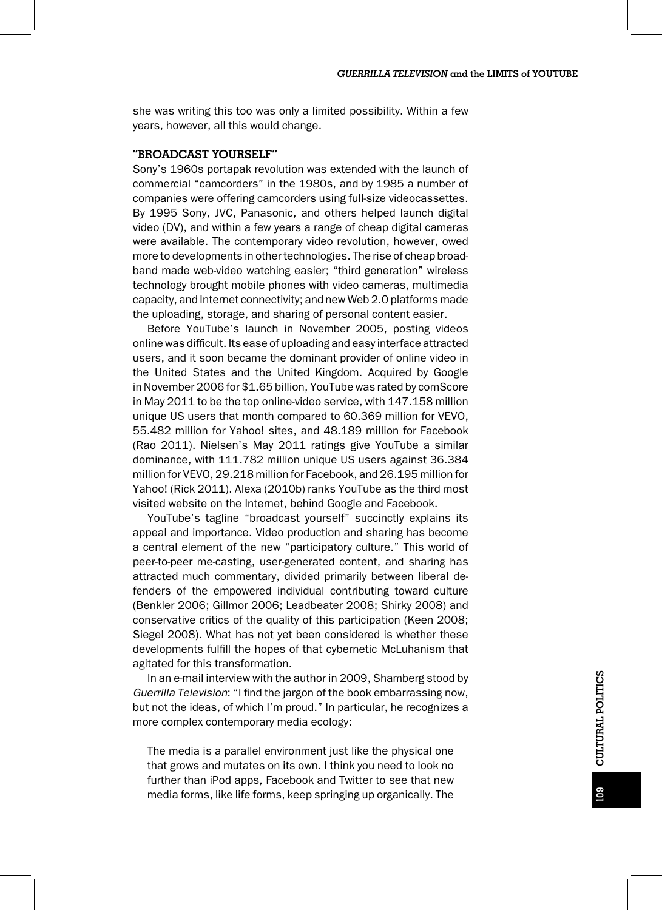she was writing this too was only a limited possibility. Within a few years, however, all this would change.

## "BROADCAST YOURSELF"

Sony's 1960s portapak revolution was extended with the launch of commercial "camcorders" in the 1980s, and by 1985 a number of companies were offering camcorders using full-size videocassettes. By 1995 Sony, JVC, Panasonic, and others helped launch digital video (DV), and within a few years a range of cheap digital cameras were available. The contemporary video revolution, however, owed more to developments in other technologies. The rise of cheap broadband made web-video watching easier; "third generation" wireless technology brought mobile phones with video cameras, multimedia capacity, and Internet connectivity; and new Web 2.0 platforms made the uploading, storage, and sharing of personal content easier.

Before YouTube's launch in November 2005, posting videos online was difficult. Its ease of uploading and easy interface attracted users, and it soon became the dominant provider of online video in the United States and the United Kingdom. Acquired by Google in November 2006 for $1.65 billion, YouTube was rated by comScore in May 2011 to be the top online-video service, with 147.158 million unique US users that month compared to 60.369 million for VEVO, 55.482 million for Yahoo! sites, and 48.189 million for Facebook (Rao 2011). Nielsen's May 2011 ratings give YouTube a similar dominance, with 111.782 million unique US users against 36.384 million for VEVO, 29.218 million for Facebook, and 26.195 million for Yahoo! (Rick 2011). Alexa (2010b) ranks YouTube as the third most visited website on the Internet, behind Google and Facebook.

YouTube's tagline "broadcast yourself" succinctly explains its appeal and importance. Video production and sharing has become a central element of the new "participatory culture." This world of peer-to-peer me-casting, user-generated content, and sharing has attracted much commentary, divided primarily between liberal defenders of the empowered individual contributing toward culture (Benkler 2006; Gillmor 2006; Leadbeater 2008; Shirky 2008) and conservative critics of the quality of this participation (Keen 2008; Siegel 2008). What has not yet been considered is whether these developments fulfill the hopes of that cybernetic McLuhanism that agitated for this transformation.

In an e-mail interview with the author in 2009, Shamberg stood by *Guerrilla Television*: "I find the jargon of the book embarrassing now, but not the ideas, of which I'm proud." In particular, he recognizes a more complex contemporary media ecology:

> The media is a parallel environment just like the physical one that grows and mutates on its own. I think you need to look no further than iPod apps, Facebook and Twitter to see that new media forms, like life forms, keep springing up organically. The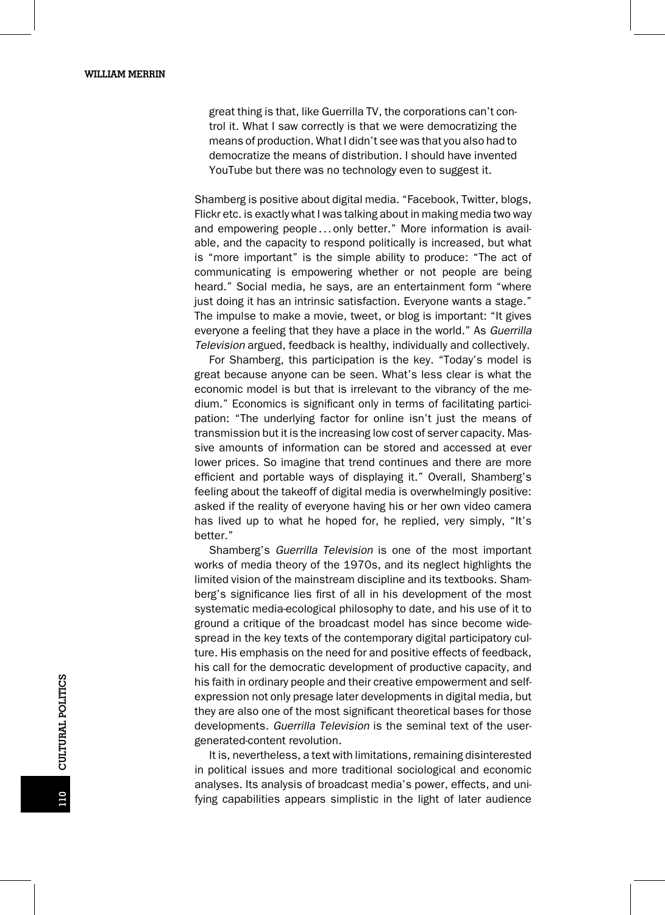> great thing is that, like Guerrilla TV, the corporations can't control it. What I saw correctly is that we were democratizing the means of production. What I didn't see was that you also had to democratize the means of distribution. I should have invented YouTube but there was no technology even to suggest it.

Shamberg is positive about digital media. "Facebook, Twitter, blogs, Flickr etc. is exactly what I was talking about in making media two way and empowering people . . . only better." More information is available, and the capacity to respond politically is increased, but what is "more important" is the simple ability to produce: "The act of communicating is empowering whether or not people are being heard." Social media, he says, are an entertainment form "where just doing it has an intrinsic satisfaction. Everyone wants a stage." The impulse to make a movie, tweet, or blog is important: "It gives everyone a feeling that they have a place in the world." As *Guerrilla Television* argued, feedback is healthy, individually and collectively.

For Shamberg, this participation is the key. "Today's model is great because anyone can be seen. What's less clear is what the economic model is but that is irrelevant to the vibrancy of the medium." Economics is significant only in terms of facilitating participation: "The underlying factor for online isn't just the means of transmission but it is the increasing low cost of server capacity. Massive amounts of information can be stored and accessed at ever lower prices. So imagine that trend continues and there are more efficient and portable ways of displaying it." Overall, Shamberg's feeling about the takeoff of digital media is overwhelmingly positive: asked if the reality of everyone having his or her own video camera has lived up to what he hoped for, he replied, very simply, "It's better."

Shamberg's *Guerrilla Television* is one of the most important works of media theory of the 1970s, and its neglect highlights the limited vision of the mainstream discipline and its textbooks. Shamberg's significance lies first of all in his development of the most systematic media-ecological philosophy to date, and his use of it to ground a critique of the broadcast model has since become widespread in the key texts of the contemporary digital participatory culture. His emphasis on the need for and positive effects of feedback, his call for the democratic development of productive capacity, and his faith in ordinary people and their creative empowerment and self-expression not only presage later developments in digital media, but they are also one of the most significant theoretical bases for those developments. *Guerrilla Television* is the seminal text of the user-generated-content revolution.

It is, nevertheless, a text with limitations, remaining disinterested in political issues and more traditional sociological and economic analyses. Its analysis of broadcast media's power, effects, and unifying capabilities appears simplistic in the light of later audience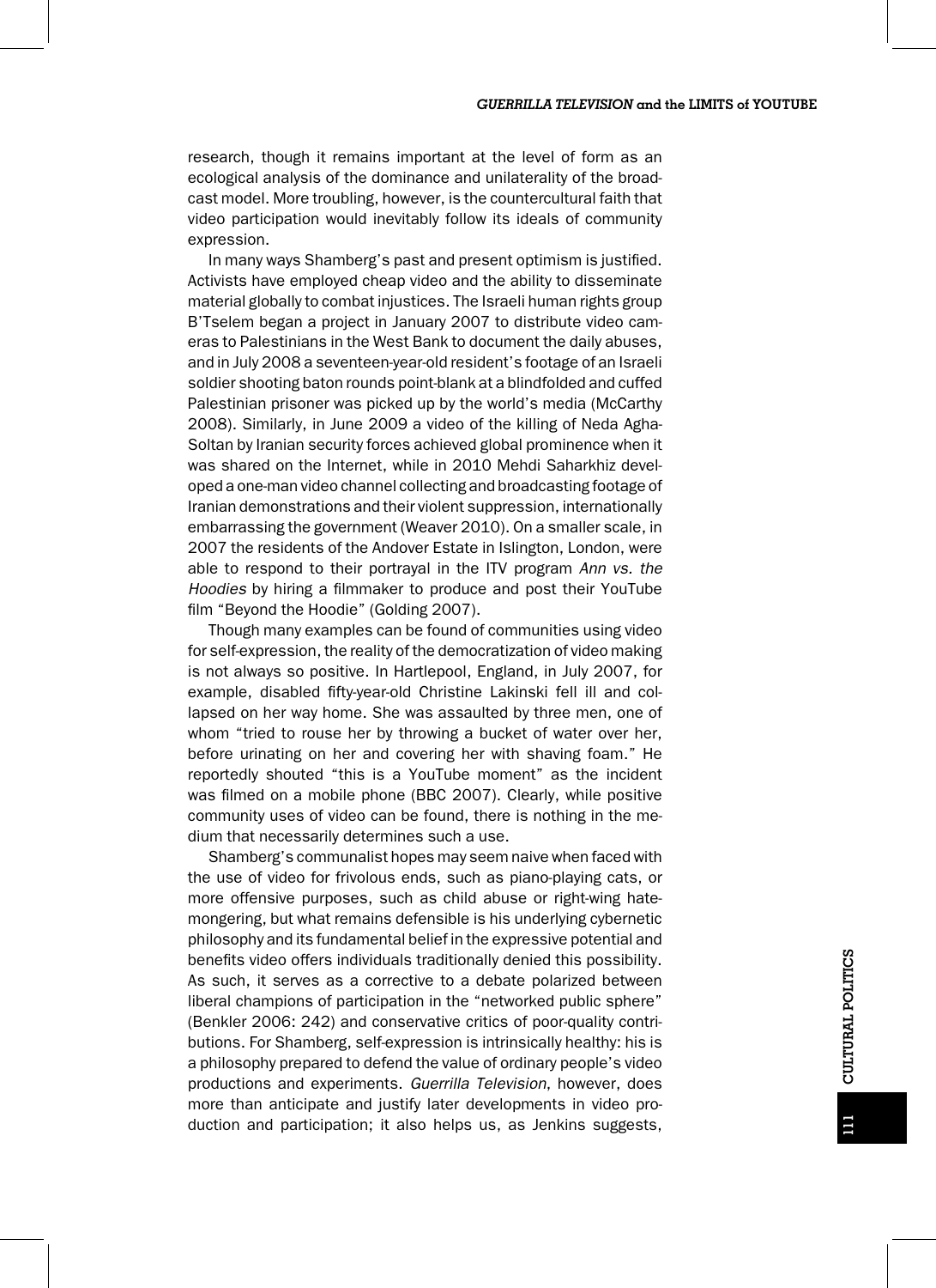research, though it remains important at the level of form as an ecological analysis of the dominance and unilaterality of the broadcast model. More troubling, however, is the countercultural faith that video participation would inevitably follow its ideals of community expression.

In many ways Shamberg's past and present optimism is justified. Activists have employed cheap video and the ability to disseminate material globally to combat injustices. The Israeli human rights group B'Tselem began a project in January 2007 to distribute video cameras to Palestinians in the West Bank to document the daily abuses, and in July 2008 a seventeen-year-old resident's footage of an Israeli soldier shooting baton rounds point-blank at a blindfolded and cuffed Palestinian prisoner was picked up by the world's media (McCarthy 2008). Similarly, in June 2009 a video of the killing of Neda Agha-Soltan by Iranian security forces achieved global prominence when it was shared on the Internet, while in 2010 Mehdi Saharkhiz developed a one-man video channel collecting and broadcasting footage of Iranian demonstrations and their violent suppression, internationally embarrassing the government (Weaver 2010). On a smaller scale, in 2007 the residents of the Andover Estate in Islington, London, were able to respond to their portrayal in the ITV program *Ann vs. the Hoodies* by hiring a filmmaker to produce and post their YouTube film "Beyond the Hoodie" (Golding 2007).

Though many examples can be found of communities using video for self-expression, the reality of the democratization of video making is not always so positive. In Hartlepool, England, in July 2007, for example, disabled fifty-year-old Christine Lakinski fell ill and collapsed on her way home. She was assaulted by three men, one of whom "tried to rouse her by throwing a bucket of water over her, before urinating on her and covering her with shaving foam." He reportedly shouted "this is a YouTube moment" as the incident was filmed on a mobile phone (BBC 2007). Clearly, while positive community uses of video can be found, there is nothing in the medium that necessarily determines such a use.

Shamberg's communalist hopes may seem naive when faced with the use of video for frivolous ends, such as piano-playing cats, or more offensive purposes, such as child abuse or right-wing hatemongering, but what remains defensible is his underlying cybernetic philosophy and its fundamental belief in the expressive potential and benefits video offers individuals traditionally denied this possibility. As such, it serves as a corrective to a debate polarized between liberal champions of participation in the "networked public sphere" (Benkler 2006: 242) and conservative critics of poor-quality contributions. For Shamberg, self-expression is intrinsically healthy: his is a philosophy prepared to defend the value of ordinary people's video productions and experiments. *Guerrilla Television*, however, does more than anticipate and justify later developments in video production and participation; it also helps us, as Jenkins suggests,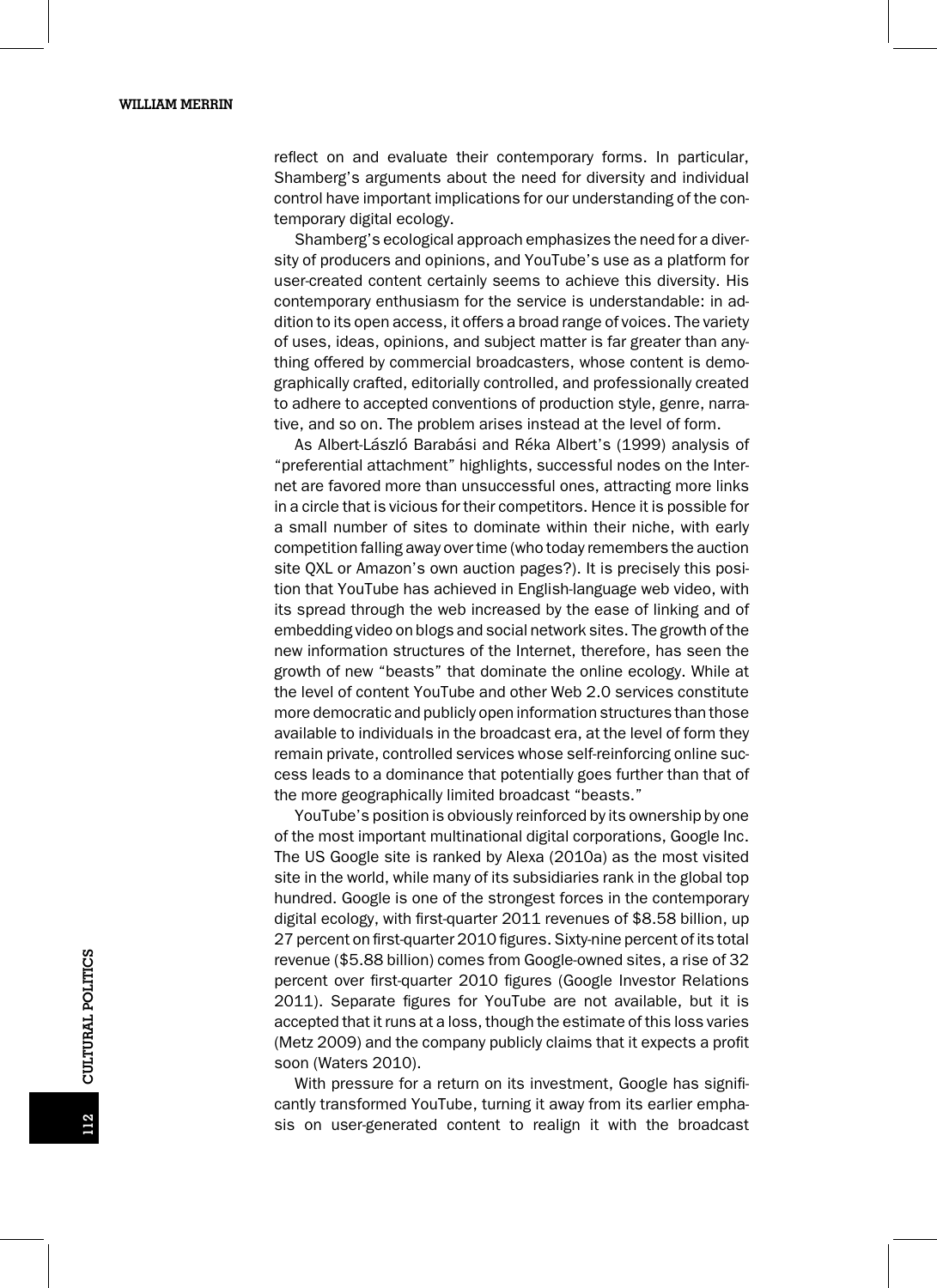reflect on and evaluate their contemporary forms. In particular, Shamberg's arguments about the need for diversity and individual control have important implications for our understanding of the contemporary digital ecology.

Shamberg's ecological approach emphasizes the need for a diversity of producers and opinions, and YouTube's use as a platform for user-created content certainly seems to achieve this diversity. His contemporary enthusiasm for the service is understandable: in addition to its open access, it offers a broad range of voices. The variety of uses, ideas, opinions, and subject matter is far greater than anything offered by commercial broadcasters, whose content is demographically crafted, editorially controlled, and professionally created to adhere to accepted conventions of production style, genre, narrative, and so on. The problem arises instead at the level of form.

As Albert-László Barabási and Réka Albert's (1999) analysis of "preferential attachment" highlights, successful nodes on the Internet are favored more than unsuccessful ones, attracting more links in a circle that is vicious for their competitors. Hence it is possible for a small number of sites to dominate within their niche, with early competition falling away over time (who today remembers the auction site QXL or Amazon's own auction pages?). It is precisely this position that YouTube has achieved in English-language web video, with its spread through the web increased by the ease of linking and of embedding video on blogs and social network sites. The growth of the new information structures of the Internet, therefore, has seen the growth of new "beasts" that dominate the online ecology. While at the level of content YouTube and other Web 2.0 services constitute more democratic and publicly open information structures than those available to individuals in the broadcast era, at the level of form they remain private, controlled services whose self-reinforcing online success leads to a dominance that potentially goes further than that of the more geographically limited broadcast "beasts."

YouTube's position is obviously reinforced by its ownership by one of the most important multinational digital corporations, Google Inc. The US Google site is ranked by Alexa (2010a) as the most visited site in the world, while many of its subsidiaries rank in the global top hundred. Google is one of the strongest forces in the contemporary digital ecology, with first-quarter 2011 revenues of $8.58 billion, up 27 percent on first-quarter 2010 figures. Sixty-nine percent of its total revenue ($5.88 billion) comes from Google-owned sites, a rise of 32 percent over first-quarter 2010 figures (Google Investor Relations 2011). Separate figures for YouTube are not available, but it is accepted that it runs at a loss, though the estimate of this loss varies (Metz 2009) and the company publicly claims that it expects a profit soon (Waters 2010).

With pressure for a return on its investment, Google has significantly transformed YouTube, turning it away from its earlier emphasis on user-generated content to realign it with the broadcast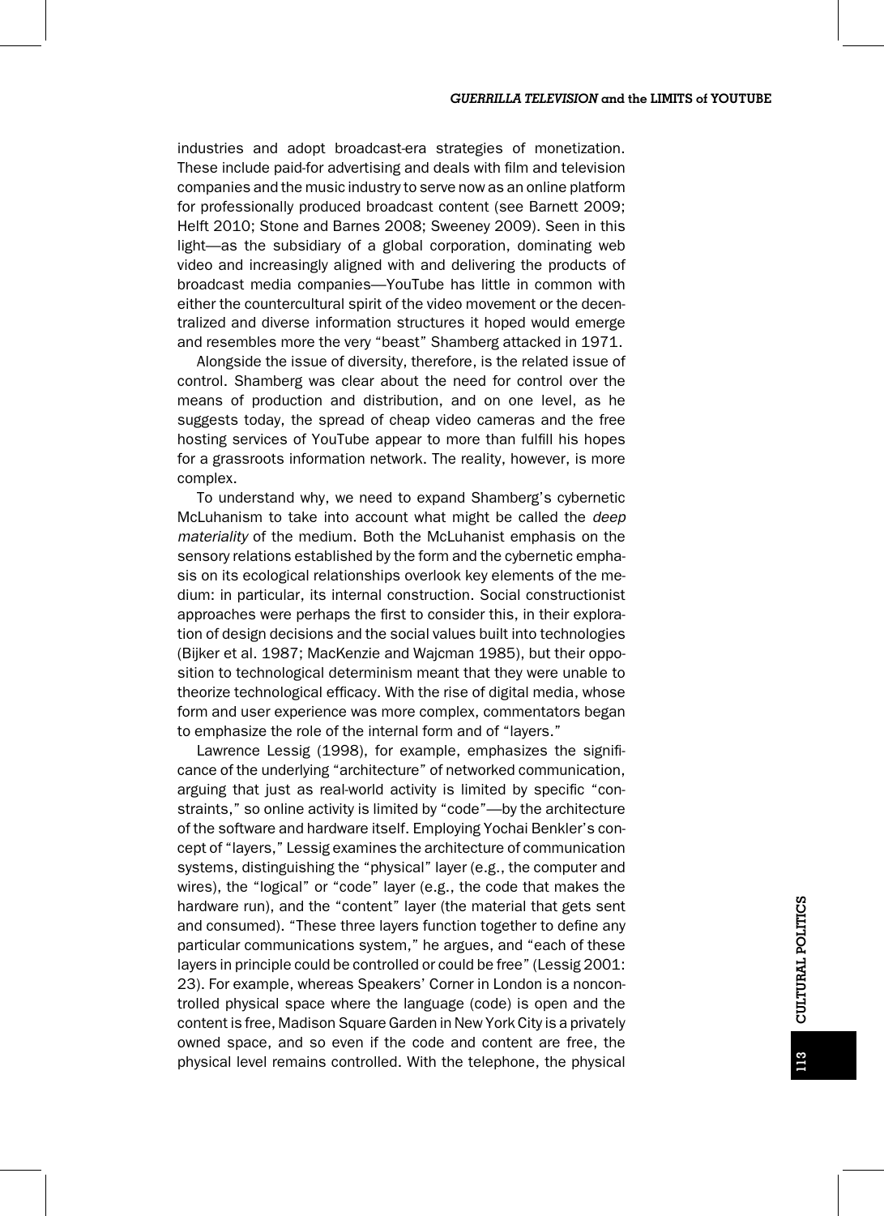industries and adopt broadcast-era strategies of monetization. These include paid-for advertising and deals with film and television companies and the music industry to serve now as an online platform for professionally produced broadcast content (see Barnett 2009; Helft 2010; Stone and Barnes 2008; Sweeney 2009). Seen in this light—as the subsidiary of a global corporation, dominating web video and increasingly aligned with and delivering the products of broadcast media companies—YouTube has little in common with either the countercultural spirit of the video movement or the decentralized and diverse information structures it hoped would emerge and resembles more the very "beast" Shamberg attacked in 1971.

Alongside the issue of diversity, therefore, is the related issue of control. Shamberg was clear about the need for control over the means of production and distribution, and on one level, as he suggests today, the spread of cheap video cameras and the free hosting services of YouTube appear to more than fulfill his hopes for a grassroots information network. The reality, however, is more complex.

To understand why, we need to expand Shamberg's cybernetic McLuhanism to take into account what might be called the *deep materiality* of the medium. Both the McLuhanist emphasis on the sensory relations established by the form and the cybernetic emphasis on its ecological relationships overlook key elements of the medium: in particular, its internal construction. Social constructionist approaches were perhaps the first to consider this, in their exploration of design decisions and the social values built into technologies (Bijker et al. 1987; MacKenzie and Wajcman 1985), but their opposition to technological determinism meant that they were unable to theorize technological efficacy. With the rise of digital media, whose form and user experience was more complex, commentators began to emphasize the role of the internal form and of "layers."

Lawrence Lessig (1998), for example, emphasizes the significance of the underlying "architecture" of networked communication, arguing that just as real-world activity is limited by specific "constraints," so online activity is limited by "code"—by the architecture of the software and hardware itself. Employing Yochai Benkler's concept of "layers," Lessig examines the architecture of communication systems, distinguishing the "physical" layer (e.g., the computer and wires), the "logical" or "code" layer (e.g., the code that makes the hardware run), and the "content" layer (the material that gets sent and consumed). "These three layers function together to define any particular communications system," he argues, and "each of these layers in principle could be controlled or could be free" (Lessig 2001: 23). For example, whereas Speakers' Corner in London is a noncontrolled physical space where the language (code) is open and the content is free, Madison Square Garden in New York City is a privately owned space, and so even if the code and content are free, the physical level remains controlled. With the telephone, the physical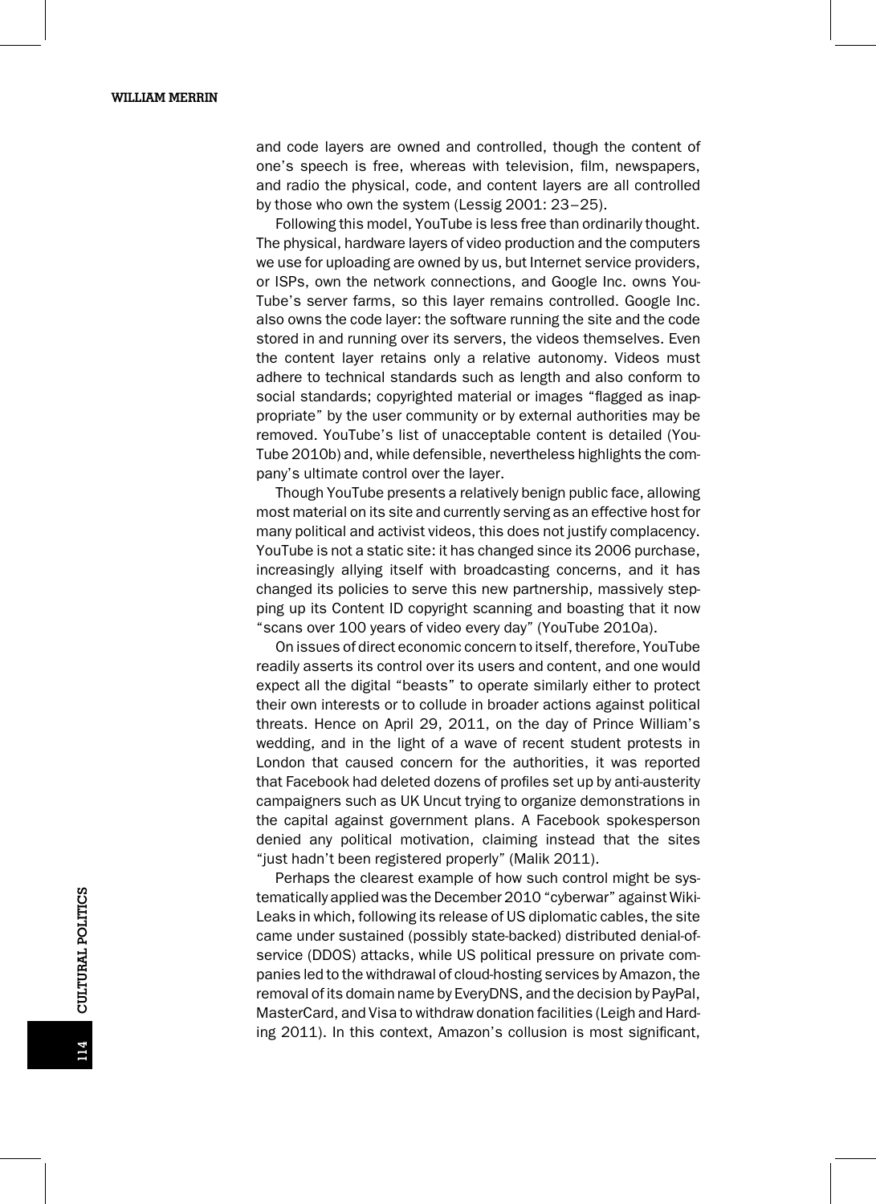and code layers are owned and controlled, though the content of one's speech is free, whereas with television, film, newspapers, and radio the physical, code, and content layers are all controlled by those who own the system (Lessig 2001: 23–25).

Following this model, YouTube is less free than ordinarily thought. The physical, hardware layers of video production and the computers we use for uploading are owned by us, but Internet service providers, or ISPs, own the network connections, and Google Inc. owns YouTube's server farms, so this layer remains controlled. Google Inc. also owns the code layer: the software running the site and the code stored in and running over its servers, the videos themselves. Even the content layer retains only a relative autonomy. Videos must adhere to technical standards such as length and also conform to social standards; copyrighted material or images "flagged as inappropriate" by the user community or by external authorities may be removed. YouTube's list of unacceptable content is detailed (YouTube 2010b) and, while defensible, nevertheless highlights the company's ultimate control over the layer.

Though YouTube presents a relatively benign public face, allowing most material on its site and currently serving as an effective host for many political and activist videos, this does not justify complacency. YouTube is not a static site: it has changed since its 2006 purchase, increasingly allying itself with broadcasting concerns, and it has changed its policies to serve this new partnership, massively stepping up its Content ID copyright scanning and boasting that it now "scans over 100 years of video every day" (YouTube 2010a).

On issues of direct economic concern to itself, therefore, YouTube readily asserts its control over its users and content, and one would expect all the digital "beasts" to operate similarly either to protect their own interests or to collude in broader actions against political threats. Hence on April 29, 2011, on the day of Prince William's wedding, and in the light of a wave of recent student protests in London that caused concern for the authorities, it was reported that Facebook had deleted dozens of profiles set up by anti-austerity campaigners such as UK Uncut trying to organize demonstrations in the capital against government plans. A Facebook spokesperson denied any political motivation, claiming instead that the sites "just hadn't been registered properly" (Malik 2011).

Perhaps the clearest example of how such control might be systematically applied was the December 2010 "cyberwar" against WikiLeaks in which, following its release of US diplomatic cables, the site came under sustained (possibly state-backed) distributed denial-of-service (DDOS) attacks, while US political pressure on private companies led to the withdrawal of cloud-hosting services by Amazon, the removal of its domain name by EveryDNS, and the decision by PayPal, MasterCard, and Visa to withdraw donation facilities (Leigh and Harding 2011). In this context, Amazon's collusion is most significant,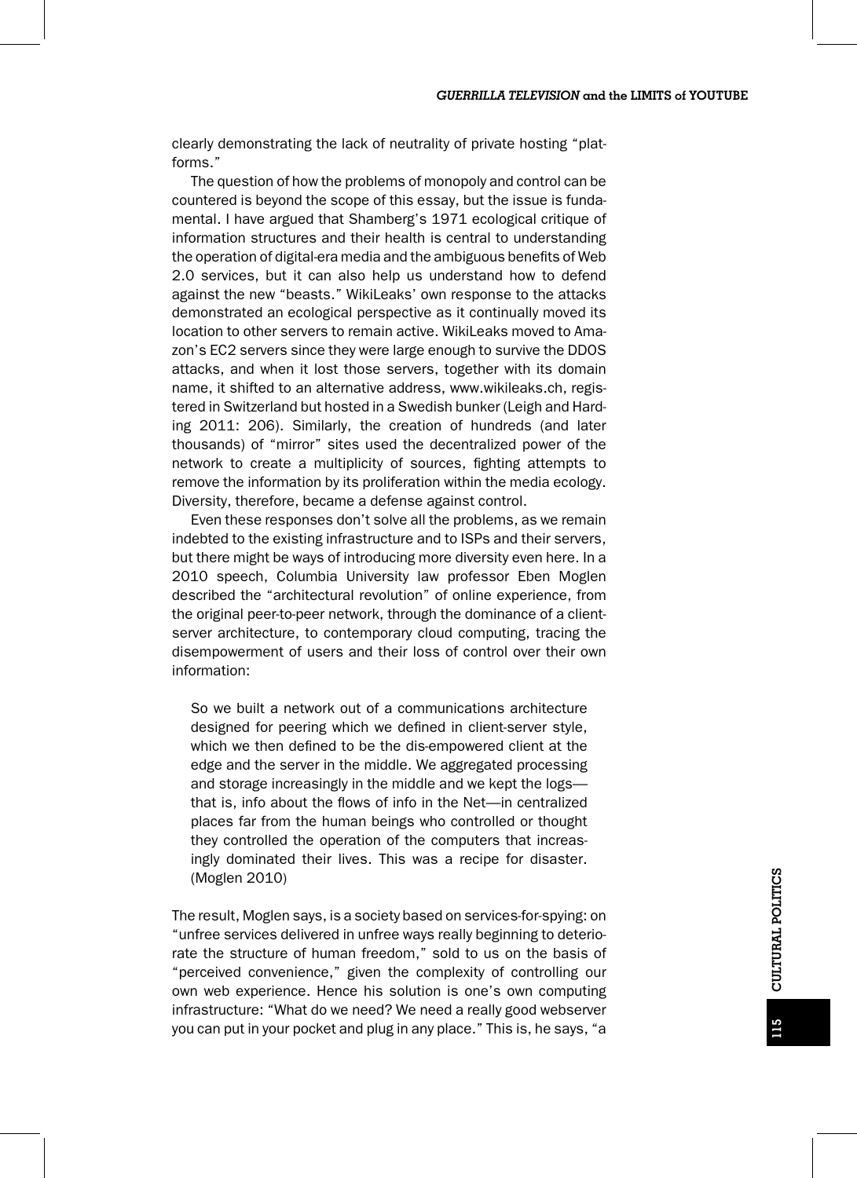clearly demonstrating the lack of neutrality of private hosting "platforms."

The question of how the problems of monopoly and control can be countered is beyond the scope of this essay, but the issue is fundamental. I have argued that Shamberg's 1971 ecological critique of information structures and their health is central to understanding the operation of digital-era media and the ambiguous benefits of Web 2.0 services, but it can also help us understand how to defend against the new "beasts." WikiLeaks' own response to the attacks demonstrated an ecological perspective as it continually moved its location to other servers to remain active. WikiLeaks moved to Amazon's EC2 servers since they were large enough to survive the DDOS attacks, and when it lost those servers, together with its domain name, it shifted to an alternative address, www.wikileaks.ch, registered in Switzerland but hosted in a Swedish bunker (Leigh and Harding 2011: 206). Similarly, the creation of hundreds (and later thousands) of "mirror" sites used the decentralized power of the network to create a multiplicity of sources, fighting attempts to remove the information by its proliferation within the media ecology. Diversity, therefore, became a defense against control.

Even these responses don't solve all the problems, as we remain indebted to the existing infrastructure and to ISPs and their servers, but there might be ways of introducing more diversity even here. In a 2010 speech, Columbia University law professor Eben Moglen described the "architectural revolution" of online experience, from the original peer-to-peer network, through the dominance of a client-server architecture, to contemporary cloud computing, tracing the disempowerment of users and their loss of control over their own information:

> So we built a network out of a communications architecture designed for peering which we defined in client-server style, which we then defined to be the dis-empowered client at the edge and the server in the middle. We aggregated processing and storage increasingly in the middle and we kept the logs—that is, info about the flows of info in the Net—in centralized places far from the human beings who controlled or thought they controlled the operation of the computers that increasingly dominated their lives. This was a recipe for disaster. (Moglen 2010)

The result, Moglen says, is a society based on services-for-spying: on "unfree services delivered in unfree ways really beginning to deteriorate the structure of human freedom," sold to us on the basis of "perceived convenience," given the complexity of controlling our own web experience. Hence his solution is one's own computing infrastructure: "What do we need? We need a really good webserver you can put in your pocket and plug in any place." This is, he says, "a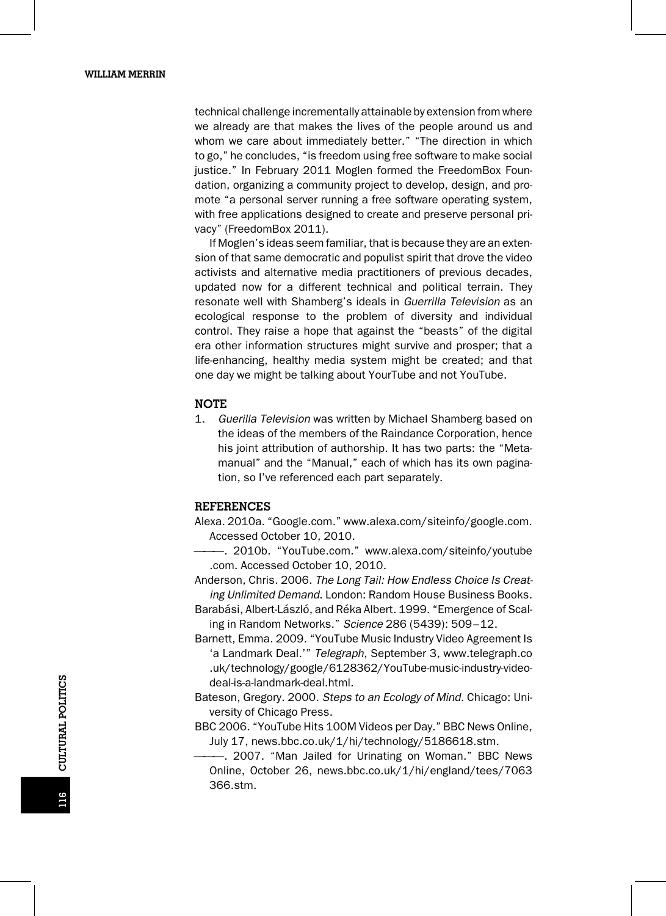technical challenge incrementally attainable by extension from where we already are that makes the lives of the people around us and whom we care about immediately better." "The direction in which to go," he concludes, "is freedom using free software to make social justice." In February 2011 Moglen formed the FreedomBox Foundation, organizing a community project to develop, design, and promote "a personal server running a free software operating system, with free applications designed to create and preserve personal privacy" (FreedomBox 2011).

If Moglen's ideas seem familiar, that is because they are an extension of that same democratic and populist spirit that drove the video activists and alternative media practitioners of previous decades, updated now for a different technical and political terrain. They resonate well with Shamberg's ideals in *Guerrilla Television* as an ecological response to the problem of diversity and individual control. They raise a hope that against the "beasts" of the digital era other information structures might survive and prosper; that a life-enhancing, healthy media system might be created; and that one day we might be talking about YourTube and not YouTube.

## NOTE

1. *Guerilla Television* was written by Michael Shamberg based on the ideas of the members of the Raindance Corporation, hence his joint attribution of authorship. It has two parts: the "Meta-manual" and the "Manual," each of which has its own pagination, so I've referenced each part separately.

## REFERENCES

Alexa. 2010a. "Google.com." www.alexa.com/siteinfo/google.com. Accessed October 10, 2010.

———. 2010b. "YouTube.com." www.alexa.com/siteinfo/youtube.com. Accessed October 10, 2010.

Anderson, Chris. 2006. *The Long Tail: How Endless Choice Is Creating Unlimited Demand*. London: Random House Business Books.

Barabási, Albert-László, and Réka Albert. 1999. "Emergence of Scaling in Random Networks." *Science* 286 (5439): 509–12.

Barnett, Emma. 2009. "YouTube Music Industry Video Agreement Is 'a Landmark Deal.'" *Telegraph*, September 3, www.telegraph.co.uk/technology/google/6128362/YouTube-music-industry-video-deal-is-a-landmark-deal.html.

Bateson, Gregory. 2000. *Steps to an Ecology of Mind*. Chicago: University of Chicago Press.

BBC 2006. "YouTube Hits 100M Videos per Day." BBC News Online, July 17, news.bbc.co.uk/1/hi/technology/5186618.stm.

———. 2007. "Man Jailed for Urinating on Woman." BBC News Online, October 26, news.bbc.co.uk/1/hi/england/tees/7063366.stm.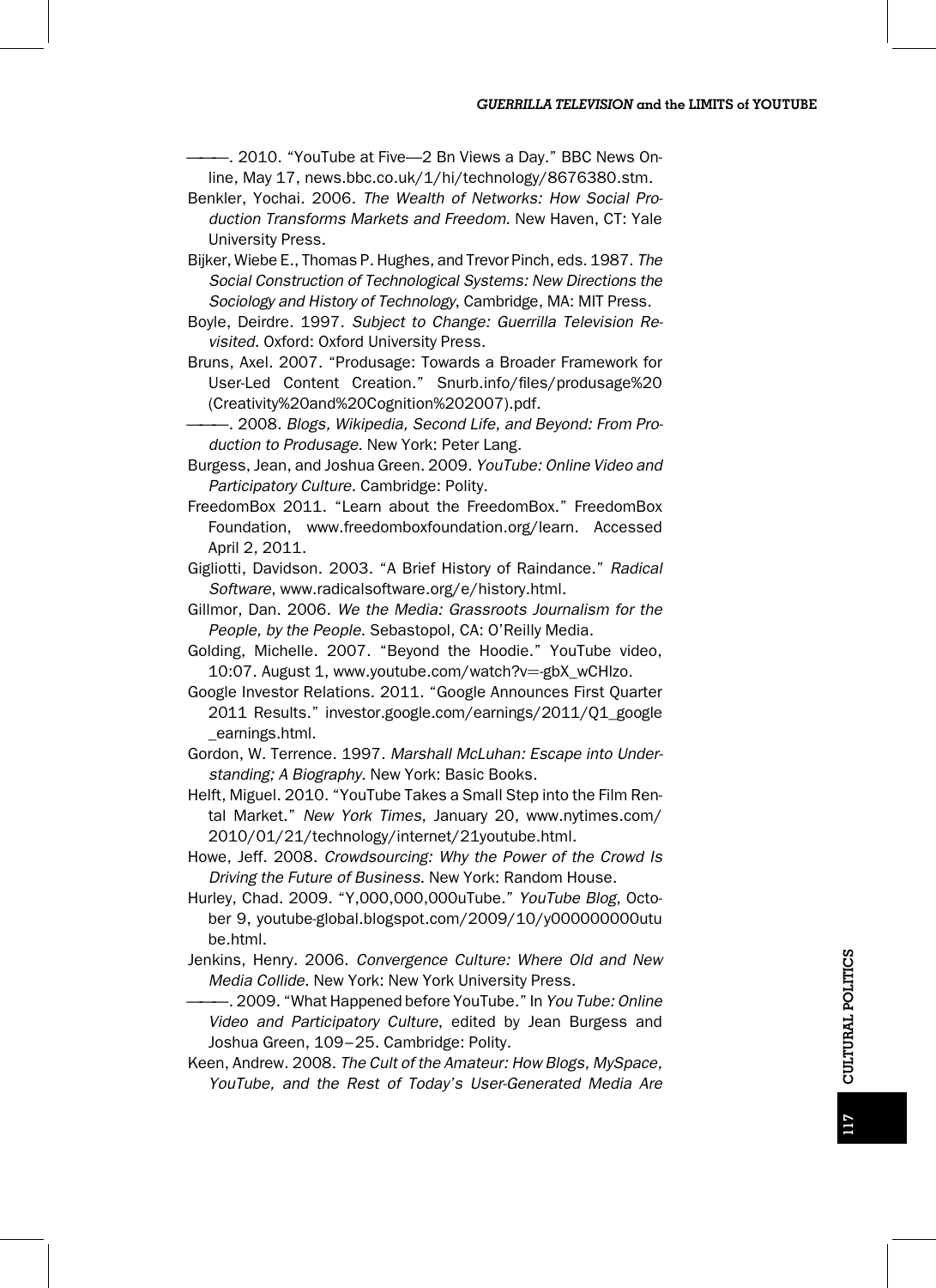———. 2010. "YouTube at Five—2 Bn Views a Day." BBC News Online, May 17, news.bbc.co.uk/1/hi/technology/8676380.stm.

Benkler, Yochai. 2006. *The Wealth of Networks: How Social Production Transforms Markets and Freedom*. New Haven, CT: Yale University Press.

Bijker, Wiebe E., Thomas P. Hughes, and Trevor Pinch, eds. 1987. *The Social Construction of Technological Systems: New Directions the Sociology and History of Technology*, Cambridge, MA: MIT Press.

Boyle, Deirdre. 1997. *Subject to Change: Guerrilla Television Revisited*. Oxford: Oxford University Press.

Bruns, Axel. 2007. "Produsage: Towards a Broader Framework for User-Led Content Creation." Snurb.info/files/produsage%20(Creativity%20and%20Cognition%202007).pdf.

———. 2008. *Blogs, Wikipedia, Second Life, and Beyond: From Production to Produsage*. New York: Peter Lang.

Burgess, Jean, and Joshua Green. 2009. *YouTube: Online Video and Participatory Culture*. Cambridge: Polity.

FreedomBox 2011. "Learn about the FreedomBox." FreedomBox Foundation, www.freedomboxfoundation.org/learn. Accessed April 2, 2011.

Gigliotti, Davidson. 2003. "A Brief History of Raindance." *Radical Software*, www.radicalsoftware.org/e/history.html.

Gillmor, Dan. 2006. *We the Media: Grassroots Journalism for the People, by the People*. Sebastopol, CA: O'Reilly Media.

Golding, Michelle. 2007. "Beyond the Hoodie." YouTube video, 10:07. August 1, www.youtube.com/watch?v=-gbX_wCHlzo.

Google Investor Relations. 2011. "Google Announces First Quarter 2011 Results." investor.google.com/earnings/2011/Q1_google_earnings.html.

Gordon, W. Terrence. 1997. *Marshall McLuhan: Escape into Understanding; A Biography*. New York: Basic Books.

Helft, Miguel. 2010. "YouTube Takes a Small Step into the Film Rental Market." *New York Times*, January 20, www.nytimes.com/2010/01/21/technology/internet/21youtube.html.

Howe, Jeff. 2008. *Crowdsourcing: Why the Power of the Crowd Is Driving the Future of Business*. New York: Random House.

Hurley, Chad. 2009. "Y,000,000,000uTube." *YouTube Blog*, October 9, youtube-global.blogspot.com/2009/10/y000000000utube.html.

Jenkins, Henry. 2006. *Convergence Culture: Where Old and New Media Collide*. New York: New York University Press.

———. 2009. "What Happened before YouTube." In *You Tube: Online Video and Participatory Culture*, edited by Jean Burgess and Joshua Green, 109–25. Cambridge: Polity.

Keen, Andrew. 2008. *The Cult of the Amateur: How Blogs, MySpace, YouTube, and the Rest of Today's User-Generated Media Are*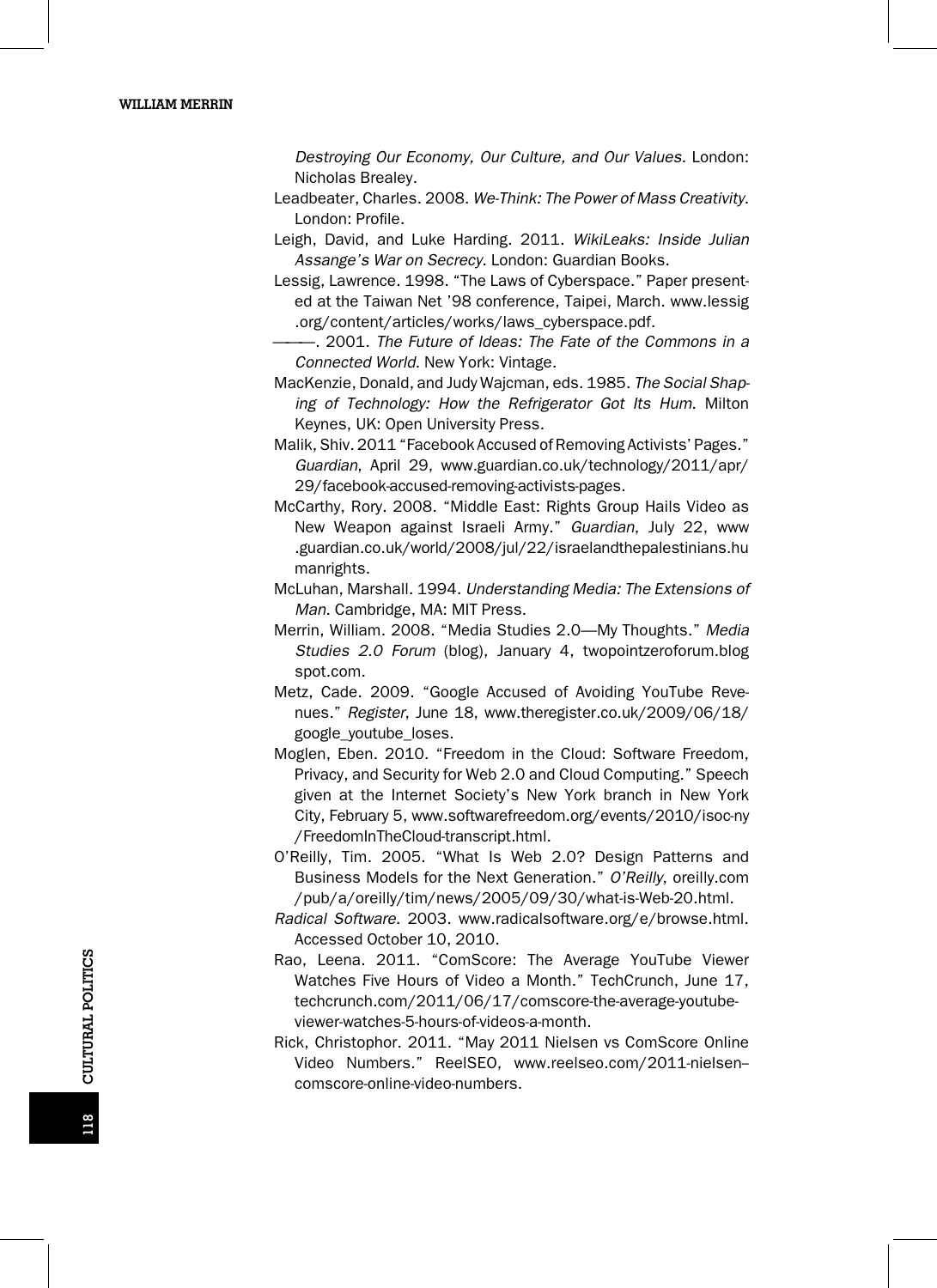*Destroying Our Economy, Our Culture, and Our Values*. London: Nicholas Brealey.

Leadbeater, Charles. 2008. *We-Think: The Power of Mass Creativity*. London: Profile.

Leigh, David, and Luke Harding. 2011. *WikiLeaks: Inside Julian Assange's War on Secrecy*. London: Guardian Books.

Lessig, Lawrence. 1998. "The Laws of Cyberspace." Paper presented at the Taiwan Net '98 conference, Taipei, March. www.lessig.org/content/articles/works/laws_cyberspace.pdf.

———. 2001. *The Future of Ideas: The Fate of the Commons in a Connected World*. New York: Vintage.

MacKenzie, Donald, and Judy Wajcman, eds. 1985. *The Social Shaping of Technology: How the Refrigerator Got Its Hum*. Milton Keynes, UK: Open University Press.

Malik, Shiv. 2011 "Facebook Accused of Removing Activists' Pages." *Guardian*, April 29, www.guardian.co.uk/technology/2011/apr/29/facebook-accused-removing-activists-pages.

McCarthy, Rory. 2008. "Middle East: Rights Group Hails Video as New Weapon against Israeli Army." *Guardian*, July 22, www.guardian.co.uk/world/2008/jul/22/israelandthepalestinians.humanrights.

McLuhan, Marshall. 1994. *Understanding Media: The Extensions of Man*. Cambridge, MA: MIT Press.

Merrin, William. 2008. "Media Studies 2.0—My Thoughts." *Media Studies 2.0 Forum* (blog), January 4, twopointzeroforum.blogspot.com.

Metz, Cade. 2009. "Google Accused of Avoiding YouTube Revenues." *Register*, June 18, www.theregister.co.uk/2009/06/18/google_youtube_loses.

Moglen, Eben. 2010. "Freedom in the Cloud: Software Freedom, Privacy, and Security for Web 2.0 and Cloud Computing." Speech given at the Internet Society's New York branch in New York City, February 5, www.softwarefreedom.org/events/2010/isoc-ny/FreedomInTheCloud-transcript.html.

O'Reilly, Tim. 2005. "What Is Web 2.0? Design Patterns and Business Models for the Next Generation." *O'Reilly*, oreilly.com/pub/a/oreilly/tim/news/2005/09/30/what-is-Web-20.html.

*Radical Software*. 2003. www.radicalsoftware.org/e/browse.html. Accessed October 10, 2010.

Rao, Leena. 2011. "ComScore: The Average YouTube Viewer Watches Five Hours of Video a Month." TechCrunch, June 17, techcrunch.com/2011/06/17/comscore-the-average-youtube-viewer-watches-5-hours-of-videos-a-month.

Rick, Christophor. 2011. "May 2011 Nielsen vs ComScore Online Video Numbers." ReelSEO, www.reelseo.com/2011-nielsen–comscore-online-video-numbers.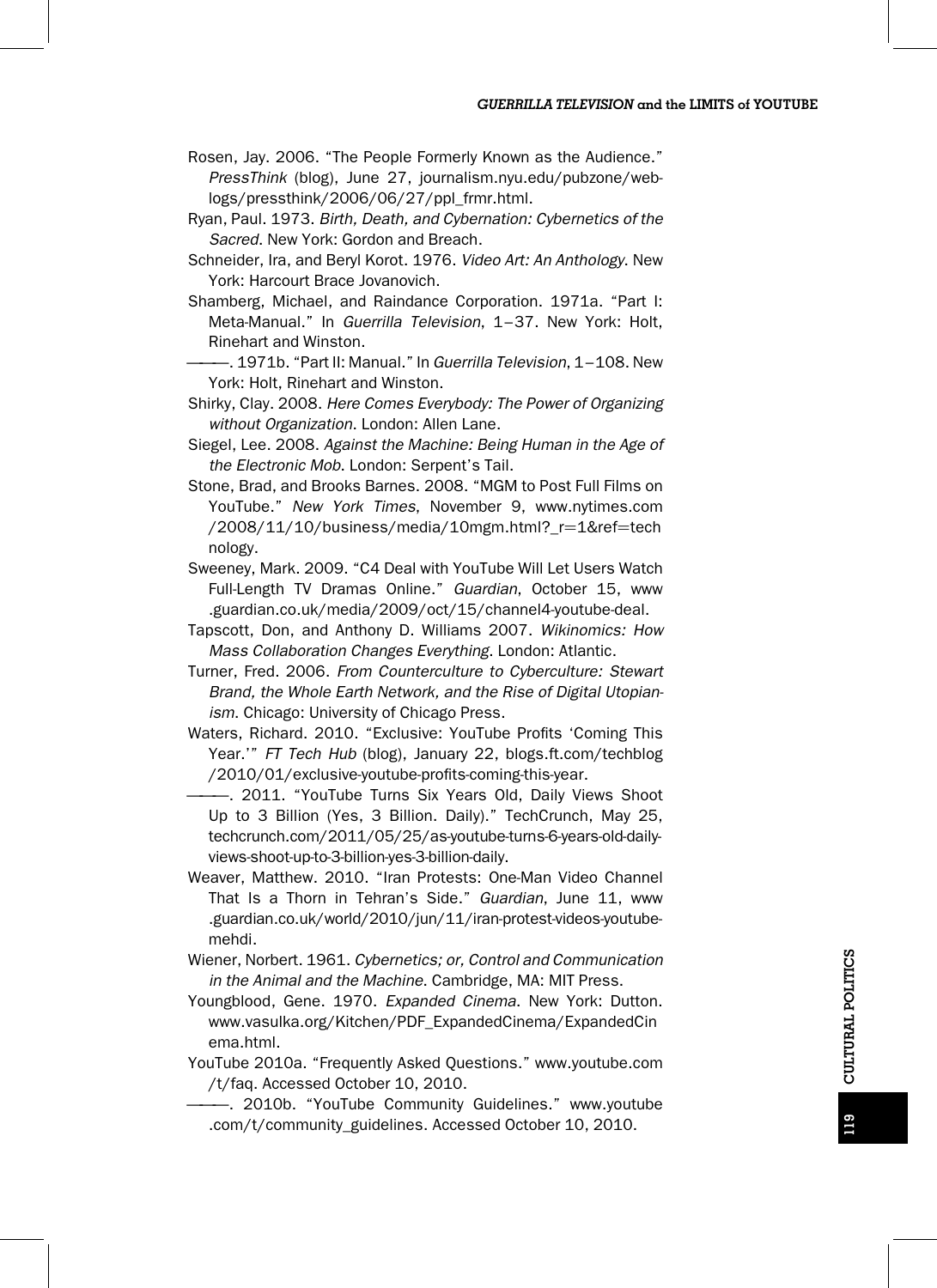Rosen, Jay. 2006. "The People Formerly Known as the Audience." *PressThink* (blog), June 27, journalism.nyu.edu/pubzone/weblogs/pressthink/2006/06/27/ppl_frmr.html.

Ryan, Paul. 1973. *Birth, Death, and Cybernation: Cybernetics of the Sacred*. New York: Gordon and Breach.

Schneider, Ira, and Beryl Korot. 1976. *Video Art: An Anthology*. New York: Harcourt Brace Jovanovich.

Shamberg, Michael, and Raindance Corporation. 1971a. "Part I: Meta-Manual." In *Guerrilla Television*, 1–37. New York: Holt, Rinehart and Winston.

———. 1971b. "Part II: Manual." In *Guerrilla Television*, 1–108. New York: Holt, Rinehart and Winston.

Shirky, Clay. 2008. *Here Comes Everybody: The Power of Organizing without Organization*. London: Allen Lane.

Siegel, Lee. 2008. *Against the Machine: Being Human in the Age of the Electronic Mob*. London: Serpent's Tail.

Stone, Brad, and Brooks Barnes. 2008. "MGM to Post Full Films on YouTube." *New York Times*, November 9, www.nytimes.com/2008/11/10/business/media/10mgm.html?_r=1&ref=technology.

Sweeney, Mark. 2009. "C4 Deal with YouTube Will Let Users Watch Full-Length TV Dramas Online." *Guardian*, October 15, www.guardian.co.uk/media/2009/oct/15/channel4-youtube-deal.

Tapscott, Don, and Anthony D. Williams 2007. *Wikinomics: How Mass Collaboration Changes Everything*. London: Atlantic.

Turner, Fred. 2006. *From Counterculture to Cyberculture: Stewart Brand, the Whole Earth Network, and the Rise of Digital Utopianism*. Chicago: University of Chicago Press.

Waters, Richard. 2010. "Exclusive: YouTube Profits 'Coming This Year.'" *FT Tech Hub* (blog), January 22, blogs.ft.com/techblog/2010/01/exclusive-youtube-profits-coming-this-year.

———. 2011. "YouTube Turns Six Years Old, Daily Views Shoot Up to 3 Billion (Yes, 3 Billion. Daily)." TechCrunch, May 25, techcrunch.com/2011/05/25/as-youtube-turns-6-years-old-daily-views-shoot-up-to-3-billion-yes-3-billion-daily.

Weaver, Matthew. 2010. "Iran Protests: One-Man Video Channel That Is a Thorn in Tehran's Side." *Guardian*, June 11, www.guardian.co.uk/world/2010/jun/11/iran-protest-videos-youtube-mehdi.

Wiener, Norbert. 1961. *Cybernetics; or, Control and Communication in the Animal and the Machine*. Cambridge, MA: MIT Press.

Youngblood, Gene. 1970. *Expanded Cinema*. New York: Dutton. www.vasulka.org/Kitchen/PDF_ExpandedCinema/ExpandedCinema.html.

YouTube 2010a. "Frequently Asked Questions." www.youtube.com/t/faq. Accessed October 10, 2010.

———. 2010b. "YouTube Community Guidelines." www.youtube.com/t/community_guidelines. Accessed October 10, 2010.